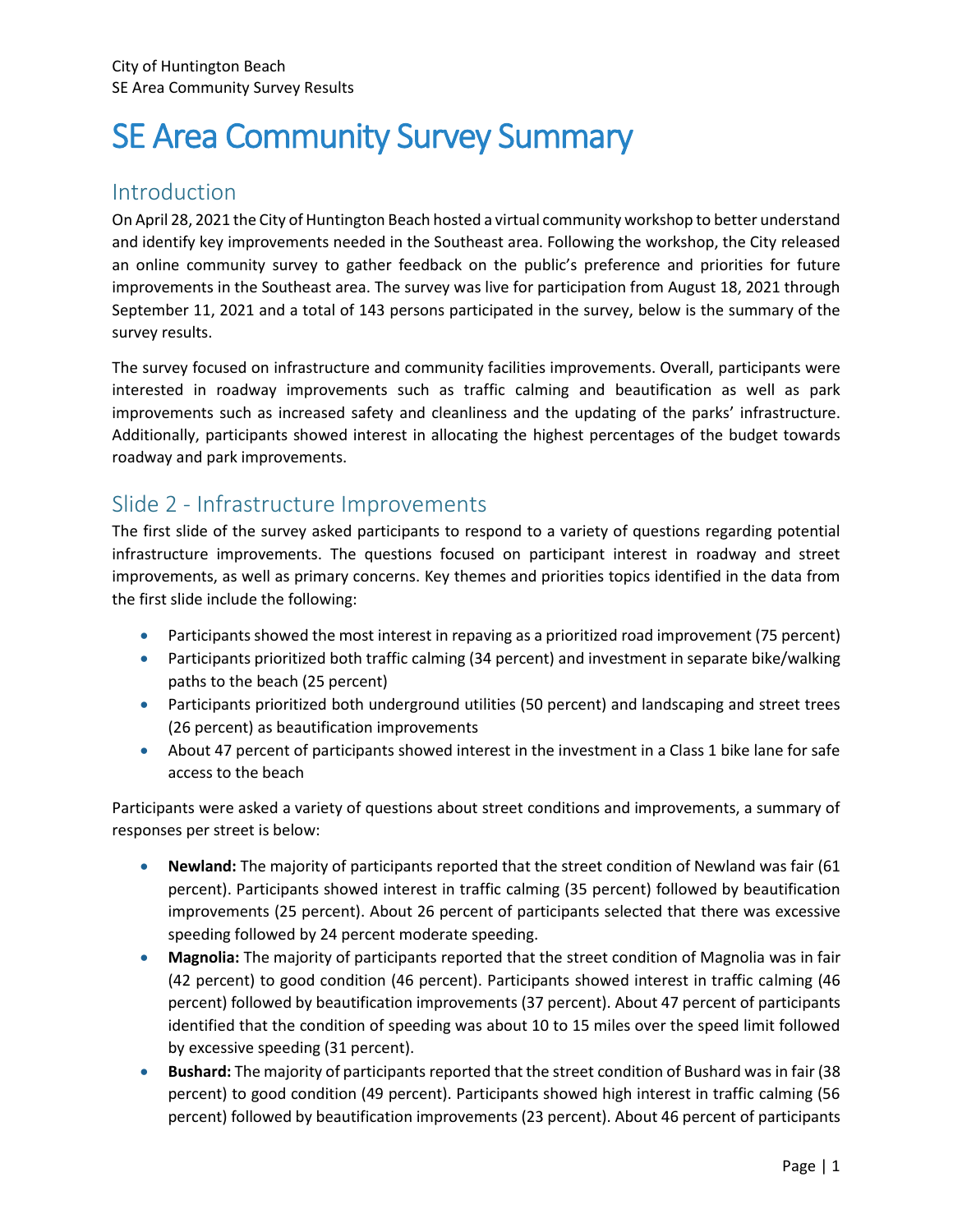# SE Area Community Survey Summary

## Introduction

On April 28, 2021 the City of Huntington Beach hosted a virtual community workshop to better understand and identify key improvements needed in the Southeast area. Following the workshop, the City released an online community survey to gather feedback on the public's preference and priorities for future improvements in the Southeast area. The survey was live for participation from August 18, 2021 through September 11, 2021 and a total of 143 persons participated in the survey, below is the summary of the survey results.

The survey focused on infrastructure and community facilities improvements. Overall, participants were interested in roadway improvements such as traffic calming and beautification as well as park improvements such as increased safety and cleanliness and the updating of the parks' infrastructure. Additionally, participants showed interest in allocating the highest percentages of the budget towards roadway and park improvements.

## Slide 2 - Infrastructure Improvements

The first slide of the survey asked participants to respond to a variety of questions regarding potential infrastructure improvements. The questions focused on participant interest in roadway and street improvements, as well as primary concerns. Key themes and priorities topics identified in the data from the first slide include the following:

- Participants showed the most interest in repaving as a prioritized road improvement (75 percent)
- Participants prioritized both traffic calming (34 percent) and investment in separate bike/walking paths to the beach (25 percent)
- Participants prioritized both underground utilities (50 percent) and landscaping and street trees (26 percent) as beautification improvements
- About 47 percent of participants showed interest in the investment in a Class 1 bike lane for safe access to the beach

Participants were asked a variety of questions about street conditions and improvements, a summary of responses per street is below:

- **Newland:** The majority of participants reported that the street condition of Newland was fair (61 percent). Participants showed interest in traffic calming (35 percent) followed by beautification improvements (25 percent). About 26 percent of participants selected that there was excessive speeding followed by 24 percent moderate speeding.
- **Magnolia:** The majority of participants reported that the street condition of Magnolia was in fair (42 percent) to good condition (46 percent). Participants showed interest in traffic calming (46 percent) followed by beautification improvements (37 percent). About 47 percent of participants identified that the condition of speeding was about 10 to 15 miles over the speed limit followed by excessive speeding (31 percent).
- **Bushard:** The majority of participants reported that the street condition of Bushard was in fair (38 percent) to good condition (49 percent). Participants showed high interest in traffic calming (56 percent) followed by beautification improvements (23 percent). About 46 percent of participants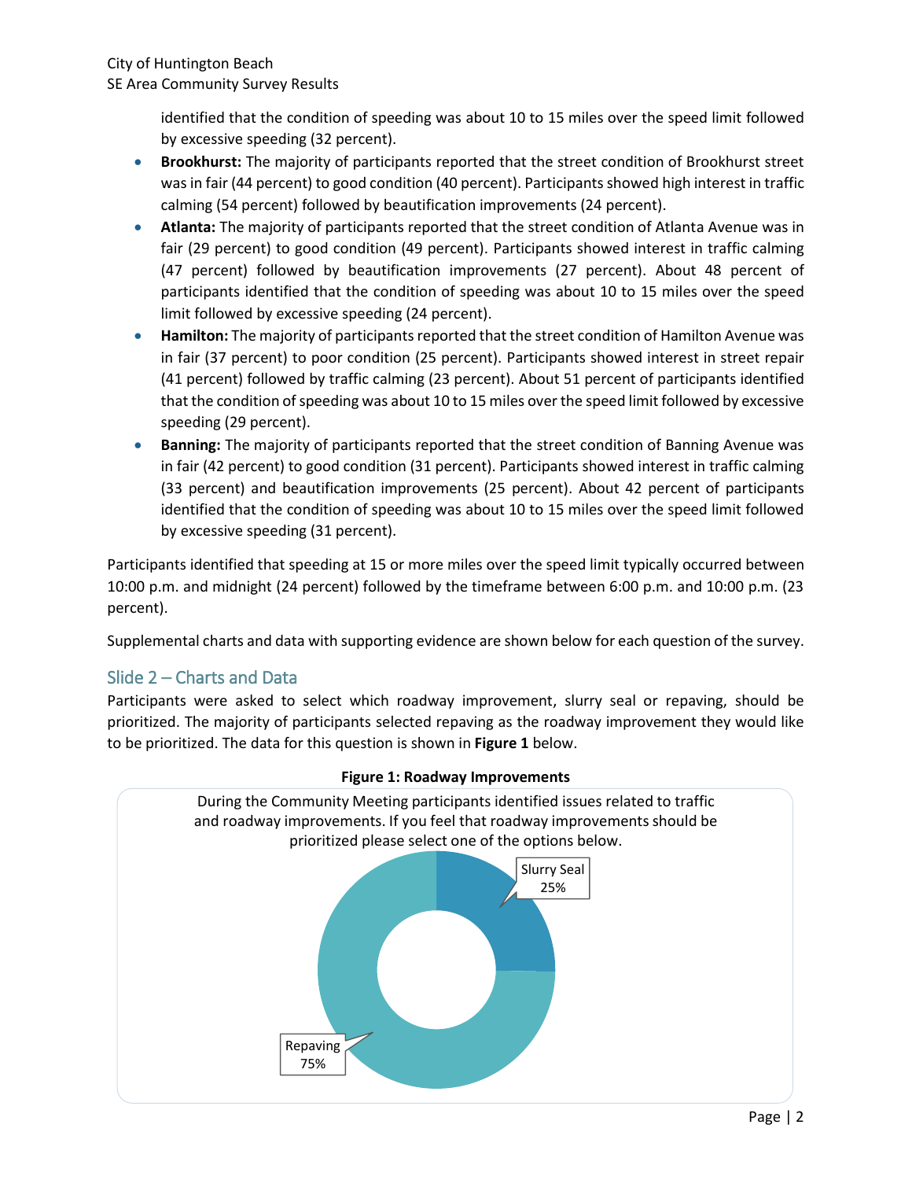identified that the condition of speeding was about 10 to 15 miles over the speed limit followed by excessive speeding (32 percent).

- **Brookhurst:** The majority of participants reported that the street condition of Brookhurst street was in fair (44 percent) to good condition (40 percent). Participants showed high interest in traffic calming (54 percent) followed by beautification improvements (24 percent).
- **Atlanta:** The majority of participants reported that the street condition of Atlanta Avenue was in fair (29 percent) to good condition (49 percent). Participants showed interest in traffic calming (47 percent) followed by beautification improvements (27 percent). About 48 percent of participants identified that the condition of speeding was about 10 to 15 miles over the speed limit followed by excessive speeding (24 percent).
- **Hamilton:** The majority of participants reported that the street condition of Hamilton Avenue was in fair (37 percent) to poor condition (25 percent). Participants showed interest in street repair (41 percent) followed by traffic calming (23 percent). About 51 percent of participants identified that the condition of speeding was about 10 to 15 miles over the speed limit followed by excessive speeding (29 percent).
- **Banning:** The majority of participants reported that the street condition of Banning Avenue was in fair (42 percent) to good condition (31 percent). Participants showed interest in traffic calming (33 percent) and beautification improvements (25 percent). About 42 percent of participants identified that the condition of speeding was about 10 to 15 miles over the speed limit followed by excessive speeding (31 percent).

Participants identified that speeding at 15 or more miles over the speed limit typically occurred between 10:00 p.m. and midnight (24 percent) followed by the timeframe between 6:00 p.m. and 10:00 p.m. (23 percent).

Supplemental charts and data with supporting evidence are shown below for each question of the survey.

## Slide 2 – Charts and Data

Participants were asked to select which roadway improvement, slurry seal or repaving, should be prioritized. The majority of participants selected repaving as the roadway improvement they would like to be prioritized. The data for this question is shown in **Figure 1** below.

**Figure 1: Roadway Improvements**

During the Community Meeting participants identified issues related to traffic and roadway improvements. If you feel that roadway improvements should be prioritized please select one of the options below.

| Option | Percent |
|---|---|
| Slurry Seal | 25% |
| Repaving | 75% |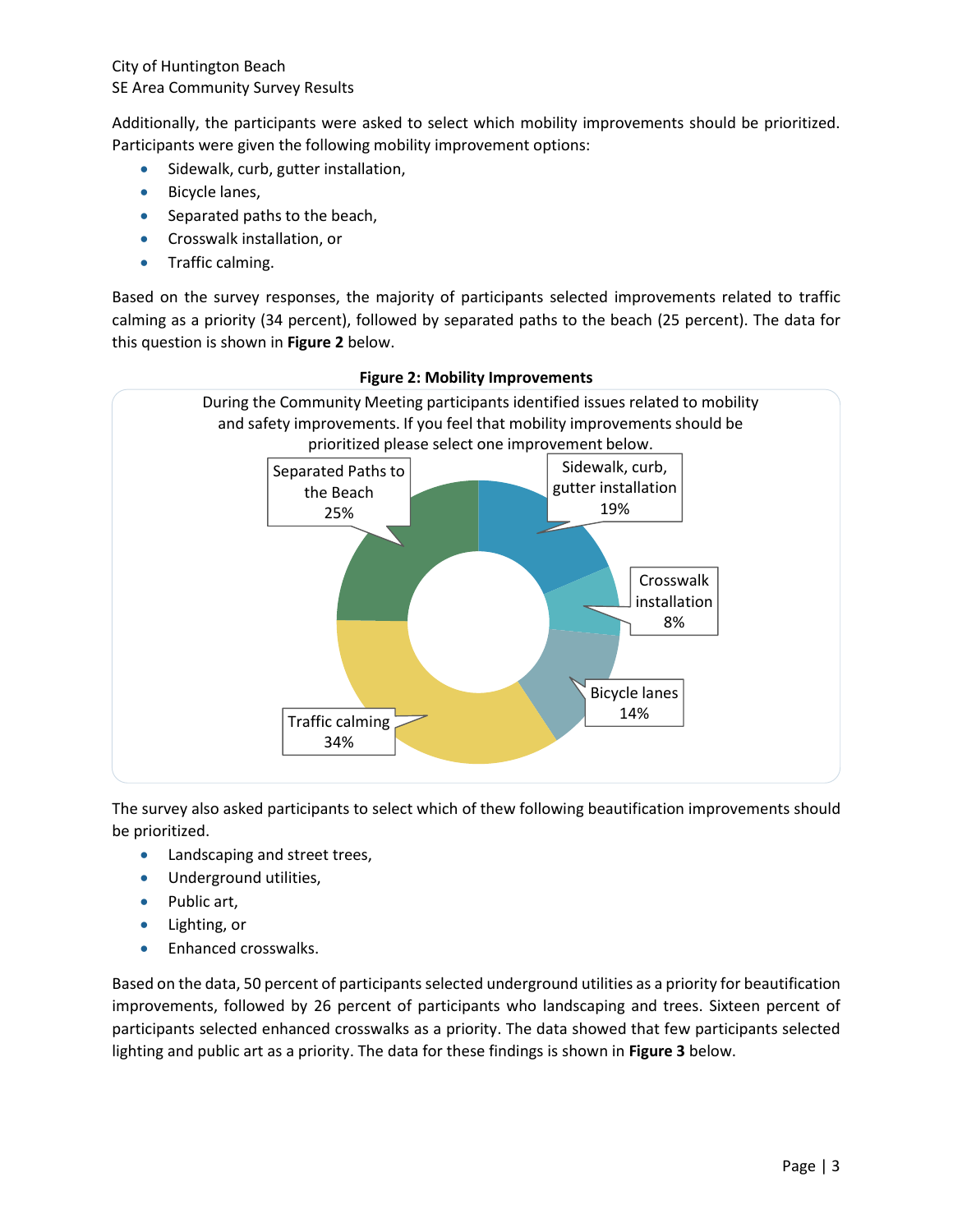Additionally, the participants were asked to select which mobility improvements should be prioritized. Participants were given the following mobility improvement options:

- Sidewalk, curb, gutter installation,
- Bicycle lanes,
- Separated paths to the beach,
- Crosswalk installation, or
- Traffic calming.

Based on the survey responses, the majority of participants selected improvements related to traffic calming as a priority (34 percent), followed by separated paths to the beach (25 percent). The data for this question is shown in **Figure 2** below.

**Figure 2: Mobility Improvements**

During the Community Meeting participants identified issues related to mobility and safety improvements. If you feel that mobility improvements should be prioritized please select one improvement below.

| Improvement | Percent |
| --- | --- |
| Sidewalk, curb, gutter installation | 19% |
| Crosswalk installation | 8% |
| Bicycle lanes | 14% |
| Traffic calming | 34% |
| Separated Paths to the Beach | 25% |

The survey also asked participants to select which of thew following beautification improvements should be prioritized.

- Landscaping and street trees,
- Underground utilities,
- Public art,
- Lighting, or
- Enhanced crosswalks.

Based on the data, 50 percent of participants selected underground utilities as a priority for beautification improvements, followed by 26 percent of participants who landscaping and trees. Sixteen percent of participants selected enhanced crosswalks as a priority. The data showed that few participants selected lighting and public art as a priority. The data for these findings is shown in **Figure 3** below.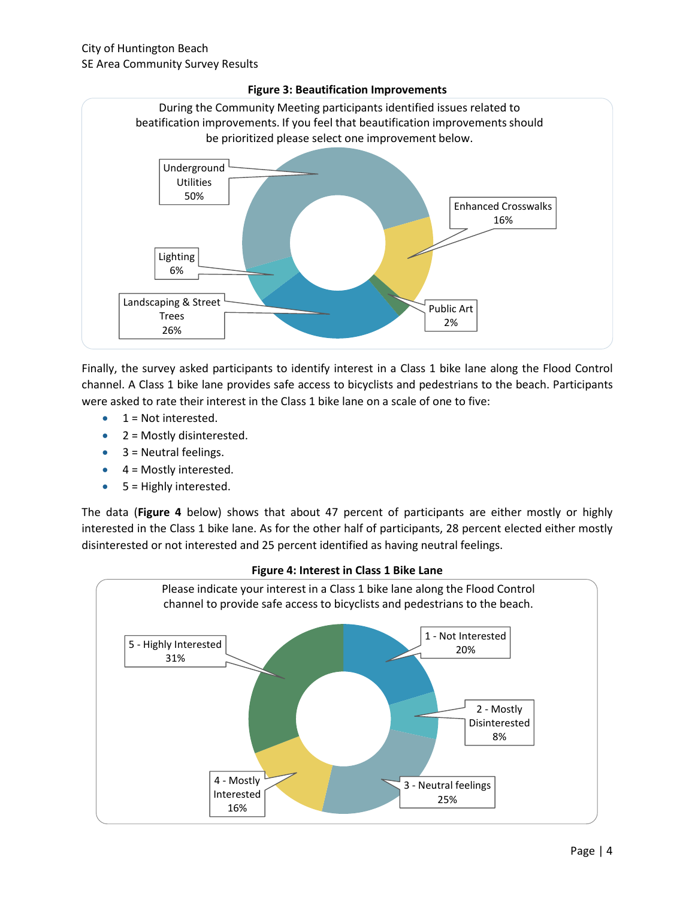**Figure 3: Beautification Improvements**

During the Community Meeting participants identified issues related to beatification improvements. If you feel that beautification improvements should be prioritized please select one improvement below.

| Improvement | Percent |
| --- | --- |
| Underground Utilities | 50% |
| Enhanced Crosswalks | 16% |
| Public Art | 2% |
| Landscaping & Street Trees | 26% |
| Lighting | 6% |

Finally, the survey asked participants to identify interest in a Class 1 bike lane along the Flood Control channel. A Class 1 bike lane provides safe access to bicyclists and pedestrians to the beach. Participants were asked to rate their interest in the Class 1 bike lane on a scale of one to five:

- 1 = Not interested.
- 2 = Mostly disinterested.
- 3 = Neutral feelings.
- 4 = Mostly interested.
- 5 = Highly interested.

The data (**Figure 4** below) shows that about 47 percent of participants are either mostly or highly interested in the Class 1 bike lane. As for the other half of participants, 28 percent elected either mostly disinterested or not interested and 25 percent identified as having neutral feelings.

**Figure 4: Interest in Class 1 Bike Lane**

Please indicate your interest in a Class 1 bike lane along the Flood Control channel to provide safe access to bicyclists and pedestrians to the beach.

| Response | Percent |
| --- | --- |
| 1 - Not Interested | 20% |
| 2 - Mostly Disinterested | 8% |
| 3 - Neutral feelings | 25% |
| 4 - Mostly Interested | 16% |
| 5 - Highly Interested | 31% |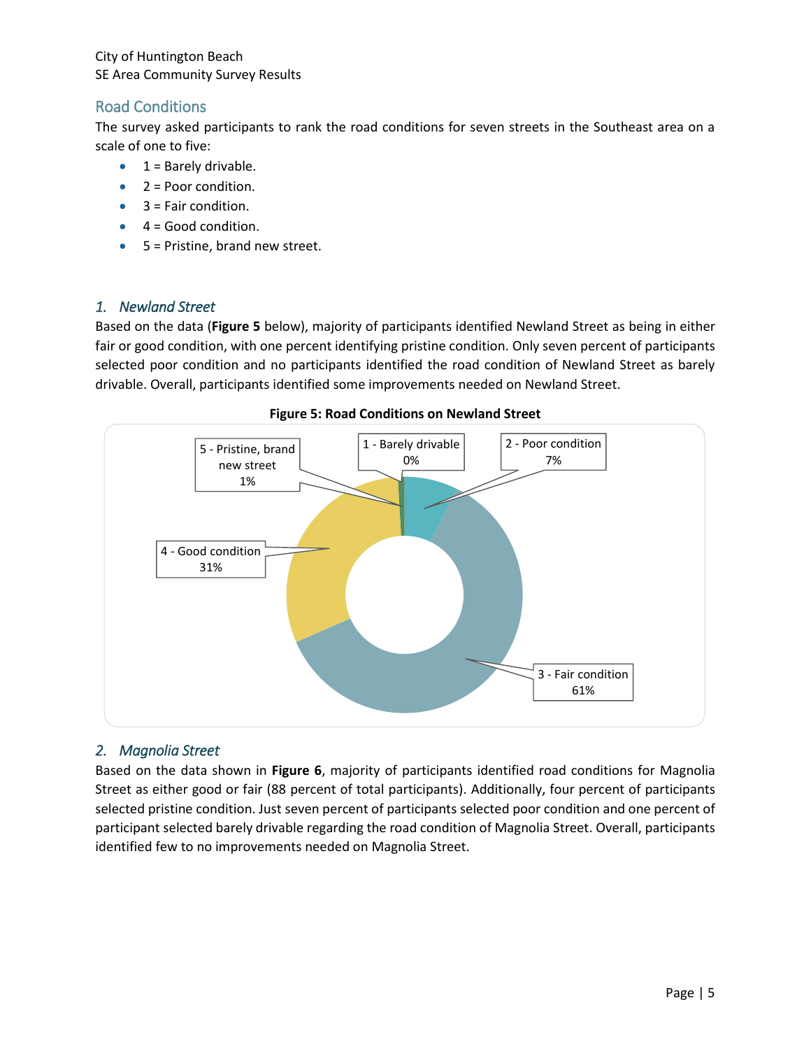## Road Conditions

The survey asked participants to rank the road conditions for seven streets in the Southeast area on a scale of one to five:

- 1 = Barely drivable.
- 2 = Poor condition.
- 3 = Fair condition.
- 4 = Good condition.
- 5 = Pristine, brand new street.

### 1. *Newland Street*

Based on the data (**Figure 5** below), majority of participants identified Newland Street as being in either fair or good condition, with one percent identifying pristine condition. Only seven percent of participants selected poor condition and no participants identified the road condition of Newland Street as barely drivable. Overall, participants identified some improvements needed on Newland Street.

**Figure 5: Road Conditions on Newland Street**

| Rating | Percent |
|---|---|
| 1 - Barely drivable | 0% |
| 2 - Poor condition | 7% |
| 3 - Fair condition | 61% |
| 4 - Good condition | 31% |
| 5 - Pristine, brand new street | 1% |

### 2. *Magnolia Street*

Based on the data shown in **Figure 6**, majority of participants identified road conditions for Magnolia Street as either good or fair (88 percent of total participants). Additionally, four percent of participants selected pristine condition. Just seven percent of participants selected poor condition and one percent of participant selected barely drivable regarding the road condition of Magnolia Street. Overall, participants identified few to no improvements needed on Magnolia Street.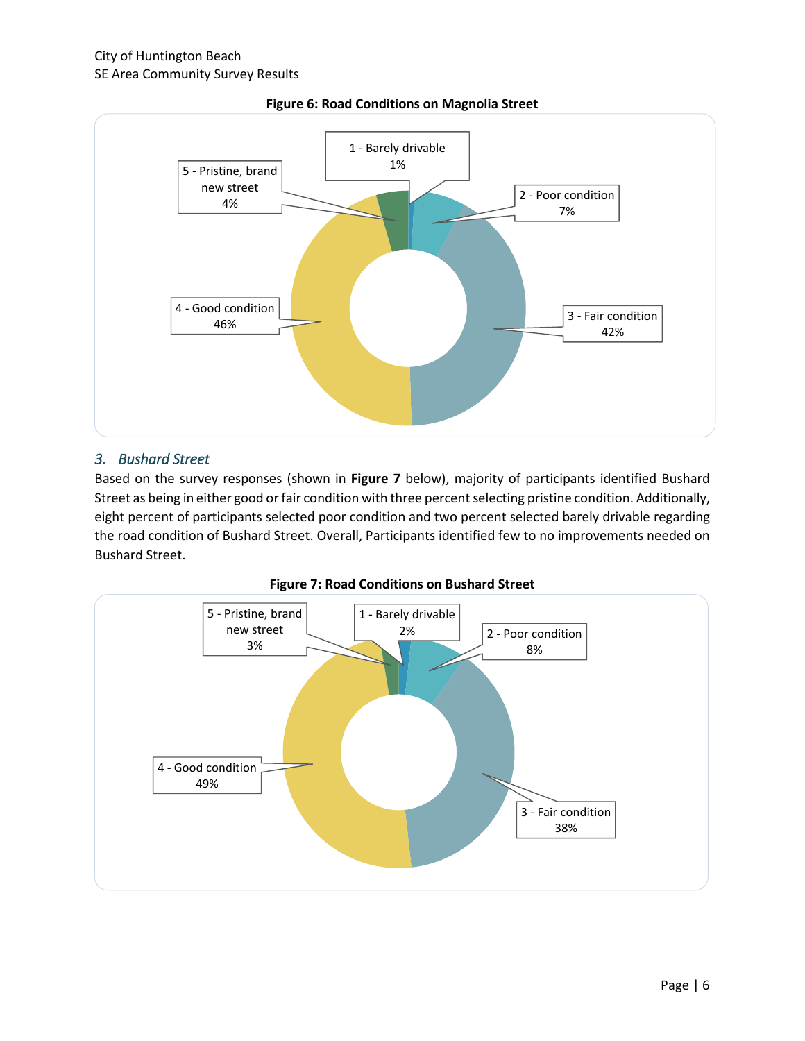**Figure 6: Road Conditions on Magnolia Street**

1 - Barely drivable 1%
2 - Poor condition 7%
3 - Fair condition 42%
4 - Good condition 46%
5 - Pristine, brand new street 4%

### *3. Bushard Street*

Based on the survey responses (shown in **Figure 7** below), majority of participants identified Bushard Street as being in either good or fair condition with three percent selecting pristine condition. Additionally, eight percent of participants selected poor condition and two percent selected barely drivable regarding the road condition of Bushard Street. Overall, Participants identified few to no improvements needed on Bushard Street.

**Figure 7: Road Conditions on Bushard Street**

1 - Barely drivable 2%
2 - Poor condition 8%
3 - Fair condition 38%
4 - Good condition 49%
5 - Pristine, brand new street 3%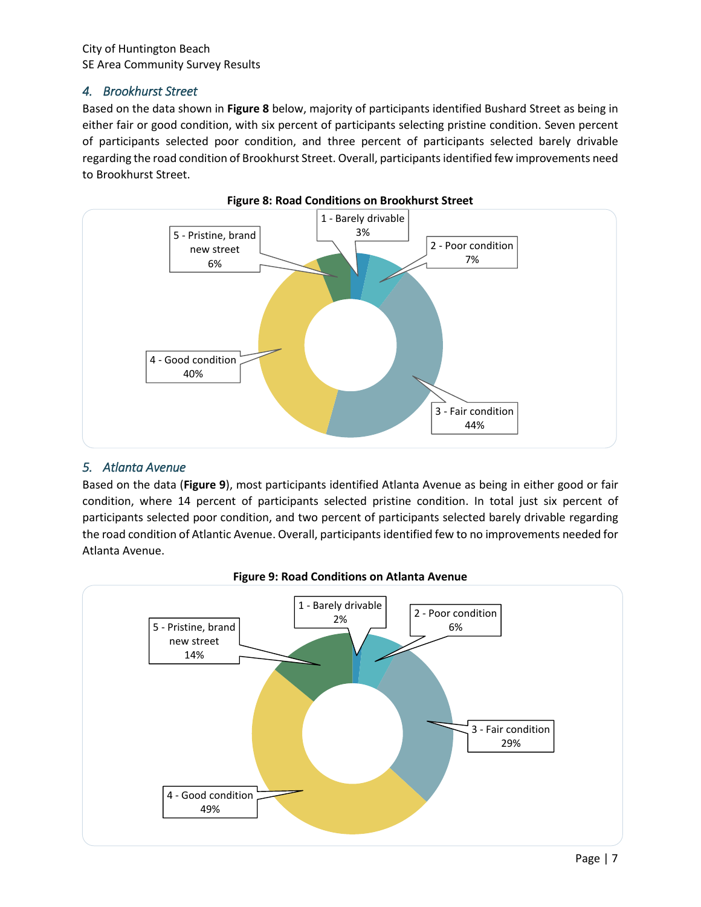## 4. Brookhurst Street

Based on the data shown in **Figure 8** below, majority of participants identified Bushard Street as being in either fair or good condition, with six percent of participants selecting pristine condition. Seven percent of participants selected poor condition, and three percent of participants selected barely drivable regarding the road condition of Brookhurst Street. Overall, participants identified few improvements need to Brookhurst Street.

**Figure 8: Road Conditions on Brookhurst Street**

| Road Condition | Percent |
|---|---|
| 1 - Barely drivable | 3% |
| 2 - Poor condition | 7% |
| 3 - Fair condition | 44% |
| 4 - Good condition | 40% |
| 5 - Pristine, brand new street | 6% |

## 5. Atlanta Avenue

Based on the data (**Figure 9**), most participants identified Atlanta Avenue as being in either good or fair condition, where 14 percent of participants selected pristine condition. In total just six percent of participants selected poor condition, and two percent of participants selected barely drivable regarding the road condition of Atlantic Avenue. Overall, participants identified few to no improvements needed for Atlanta Avenue.

**Figure 9: Road Conditions on Atlanta Avenue**

| Road Condition | Percent |
|---|---|
| 1 - Barely drivable | 2% |
| 2 - Poor condition | 6% |
| 3 - Fair condition | 29% |
| 4 - Good condition | 49% |
| 5 - Pristine, brand new street | 14% |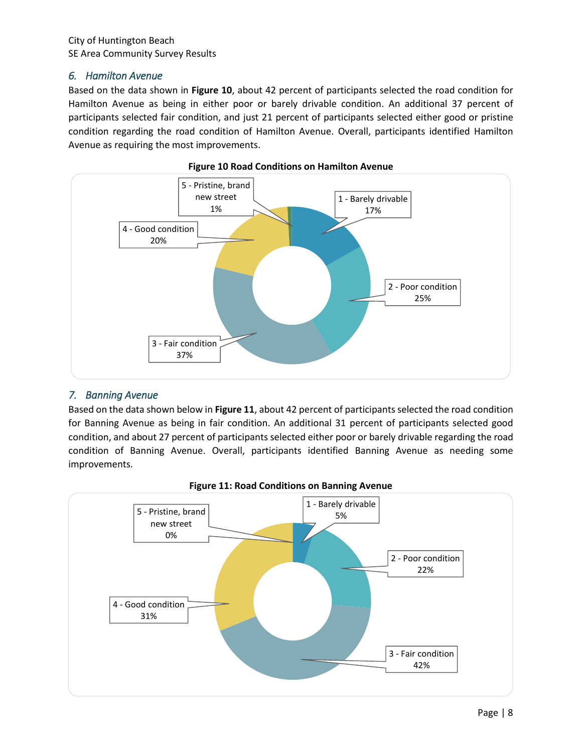### 6. Hamilton Avenue

Based on the data shown in **Figure 10**, about 42 percent of participants selected the road condition for Hamilton Avenue as being in either poor or barely drivable condition. An additional 37 percent of participants selected fair condition, and just 21 percent of participants selected either good or pristine condition regarding the road condition of Hamilton Avenue. Overall, participants identified Hamilton Avenue as requiring the most improvements.

**Figure 10 Road Conditions on Hamilton Avenue**

| Road Condition | Percent |
|---|---|
| 1 - Barely drivable | 17% |
| 2 - Poor condition | 25% |
| 3 - Fair condition | 37% |
| 4 - Good condition | 20% |
| 5 - Pristine, brand new street | 1% |

### 7. Banning Avenue

Based on the data shown below in **Figure 11**, about 42 percent of participants selected the road condition for Banning Avenue as being in fair condition. An additional 31 percent of participants selected good condition, and about 27 percent of participants selected either poor or barely drivable regarding the road condition of Banning Avenue. Overall, participants identified Banning Avenue as needing some improvements.

**Figure 11: Road Conditions on Banning Avenue**

| Road Condition | Percent |
|---|---|
| 1 - Barely drivable | 5% |
| 2 - Poor condition | 22% |
| 3 - Fair condition | 42% |
| 4 - Good condition | 31% |
| 5 - Pristine, brand new street | 0% |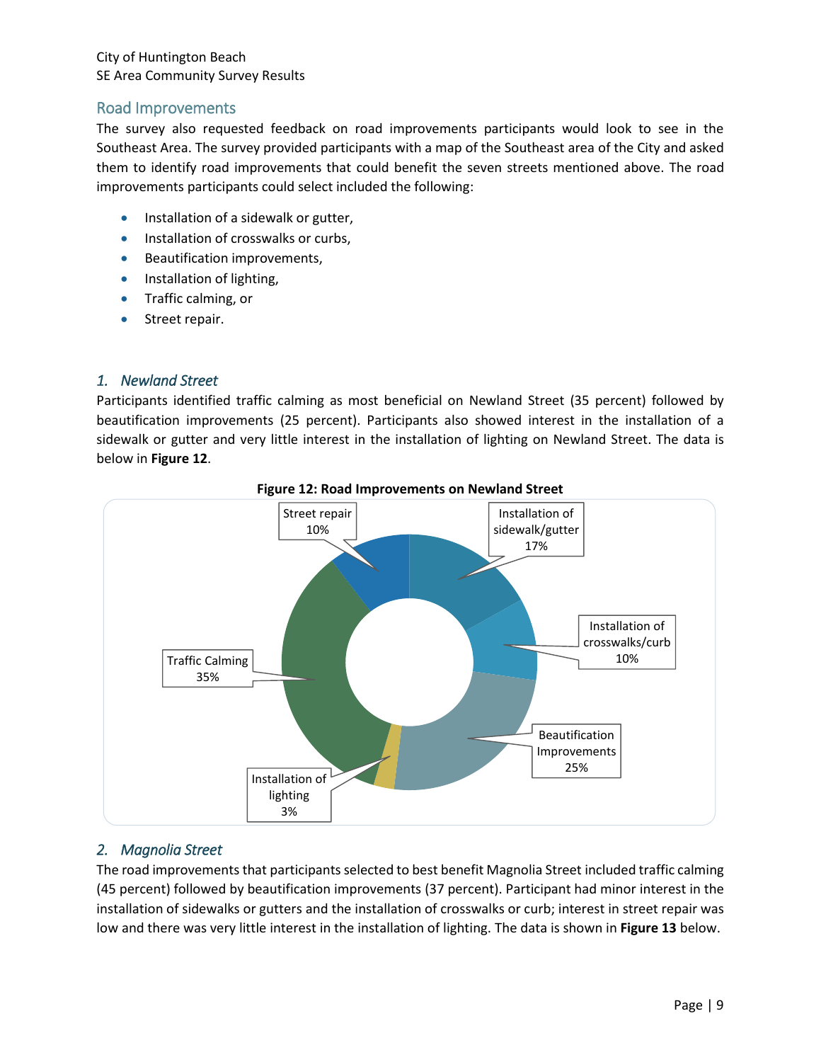## Road Improvements

The survey also requested feedback on road improvements participants would look to see in the Southeast Area. The survey provided participants with a map of the Southeast area of the City and asked them to identify road improvements that could benefit the seven streets mentioned above. The road improvements participants could select included the following:

- Installation of a sidewalk or gutter,
- Installation of crosswalks or curbs,
- Beautification improvements,
- Installation of lighting,
- Traffic calming, or
- Street repair.

### *1. Newland Street*

Participants identified traffic calming as most beneficial on Newland Street (35 percent) followed by beautification improvements (25 percent). Participants also showed interest in the installation of a sidewalk or gutter and very little interest in the installation of lighting on Newland Street. The data is below in **Figure 12**.

**Figure 12: Road Improvements on Newland Street**

| Road Improvement | Percent |
|---|---|
| Street repair | 10% |
| Installation of sidewalk/gutter | 17% |
| Installation of crosswalks/curb | 10% |
| Beautification Improvements | 25% |
| Installation of lighting | 3% |
| Traffic Calming | 35% |

### *2. Magnolia Street*

The road improvements that participants selected to best benefit Magnolia Street included traffic calming (45 percent) followed by beautification improvements (37 percent). Participant had minor interest in the installation of sidewalks or gutters and the installation of crosswalks or curb; interest in street repair was low and there was very little interest in the installation of lighting. The data is shown in **Figure 13** below.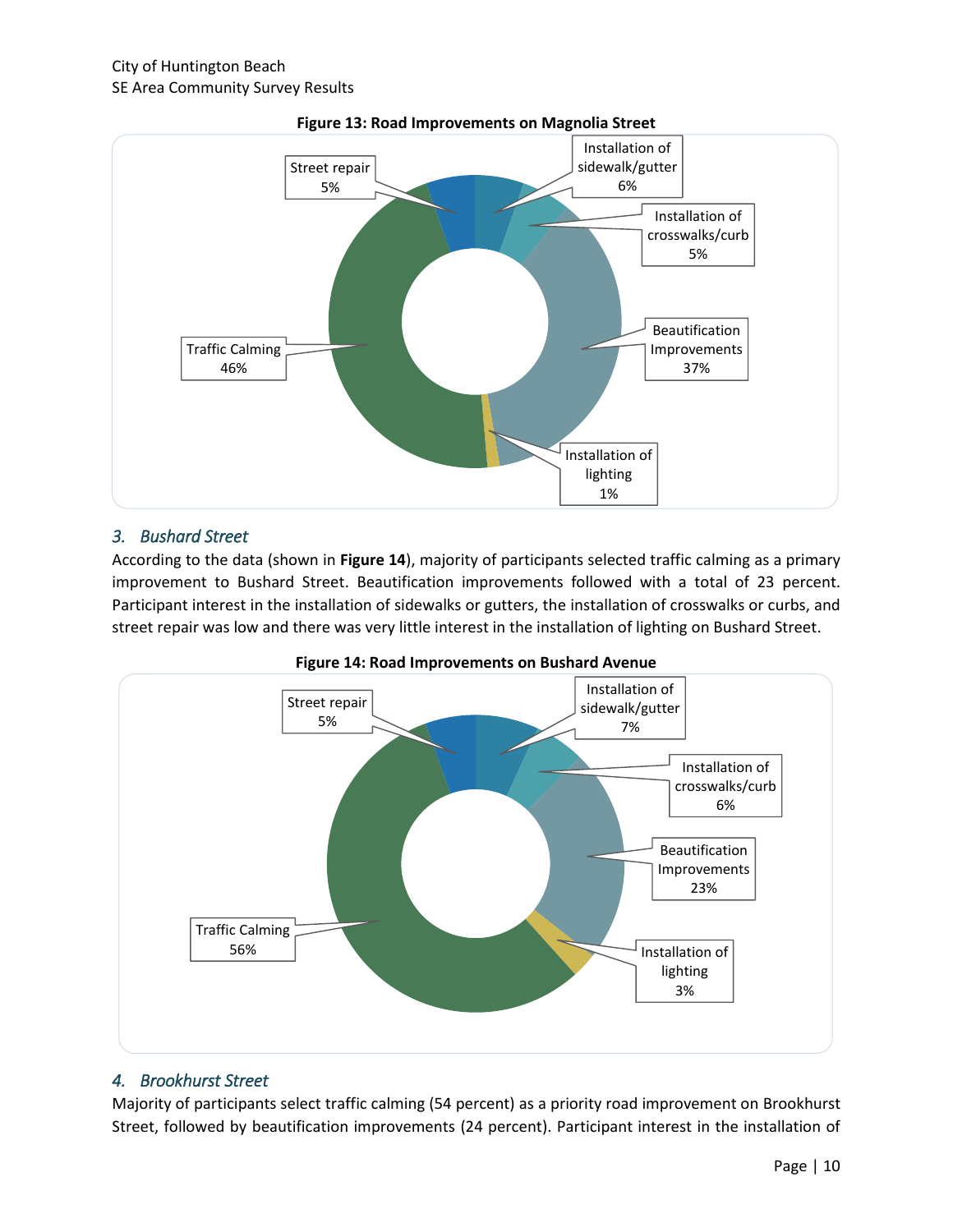**Figure 13: Road Improvements on Magnolia Street**

| Improvement | Percent |
| --- | --- |
| Street repair | 5% |
| Installation of sidewalk/gutter | 6% |
| Installation of crosswalks/curb | 5% |
| Beautification Improvements | 37% |
| Installation of lighting | 1% |
| Traffic Calming | 46% |

### 3. Bushard Street

According to the data (shown in **Figure 14**), majority of participants selected traffic calming as a primary improvement to Bushard Street. Beautification improvements followed with a total of 23 percent. Participant interest in the installation of sidewalks or gutters, the installation of crosswalks or curbs, and street repair was low and there was very little interest in the installation of lighting on Bushard Street.

**Figure 14: Road Improvements on Bushard Avenue**

| Improvement | Percent |
| --- | --- |
| Street repair | 5% |
| Installation of sidewalk/gutter | 7% |
| Installation of crosswalks/curb | 6% |
| Beautification Improvements | 23% |
| Installation of lighting | 3% |
| Traffic Calming | 56% |

### 4. Brookhurst Street

Majority of participants select traffic calming (54 percent) as a priority road improvement on Brookhurst Street, followed by beautification improvements (24 percent). Participant interest in the installation of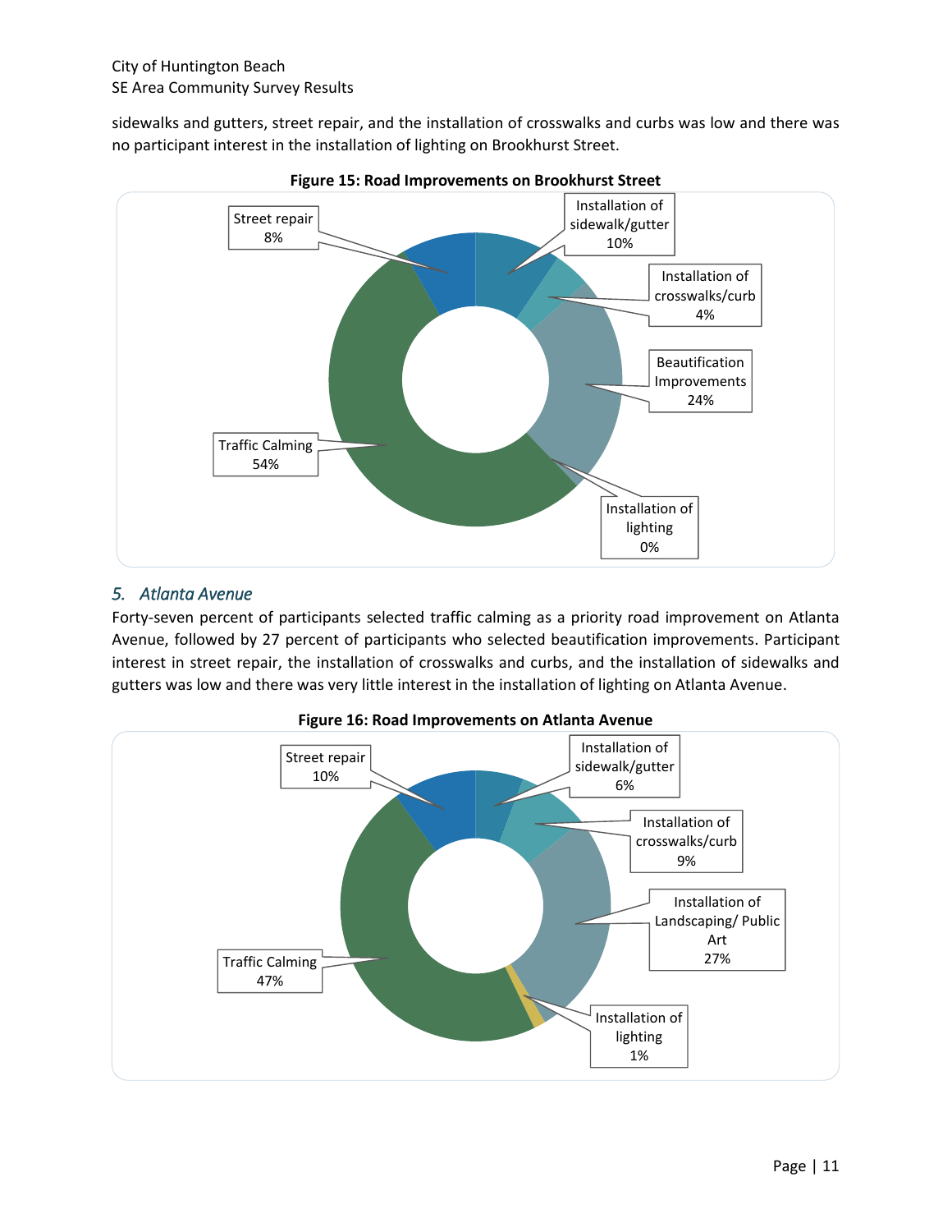sidewalks and gutters, street repair, and the installation of crosswalks and curbs was low and there was no participant interest in the installation of lighting on Brookhurst Street.

**Figure 15: Road Improvements on Brookhurst Street**

| Road Improvement | Percent |
| --- | --- |
| Street repair | 8% |
| Installation of sidewalk/gutter | 10% |
| Installation of crosswalks/curb | 4% |
| Beautification Improvements | 24% |
| Installation of lighting | 0% |
| Traffic Calming | 54% |

## *5. Atlanta Avenue*

Forty-seven percent of participants selected traffic calming as a priority road improvement on Atlanta Avenue, followed by 27 percent of participants who selected beautification improvements. Participant interest in street repair, the installation of crosswalks and curbs, and the installation of sidewalks and gutters was low and there was very little interest in the installation of lighting on Atlanta Avenue.

**Figure 16: Road Improvements on Atlanta Avenue**

| Road Improvement | Percent |
| --- | --- |
| Street repair | 10% |
| Installation of sidewalk/gutter | 6% |
| Installation of crosswalks/curb | 9% |
| Installation of Landscaping/ Public Art | 27% |
| Installation of lighting | 1% |
| Traffic Calming | 47% |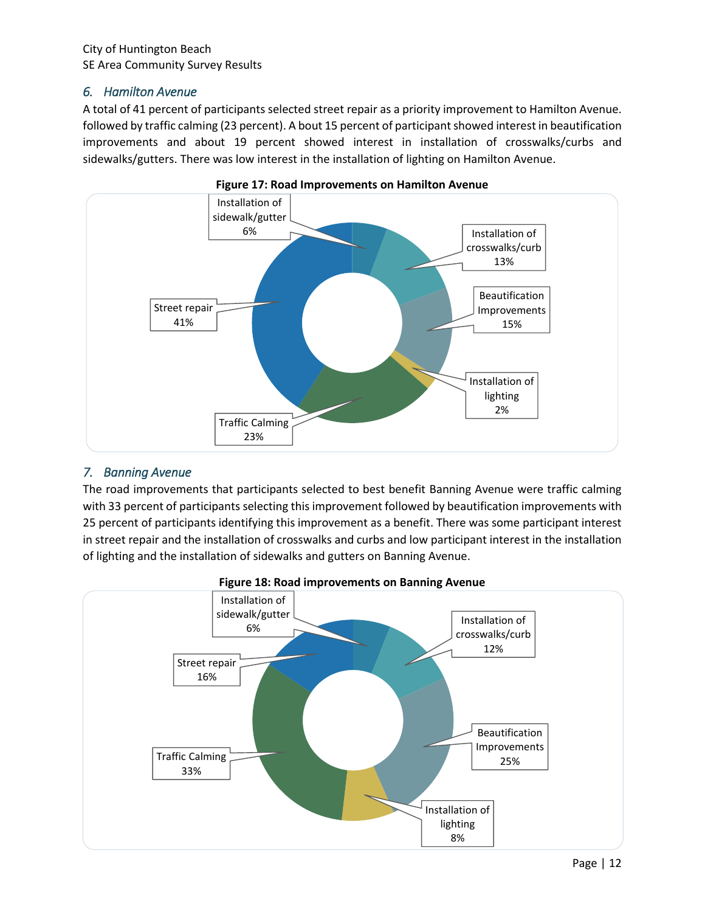### 6. Hamilton Avenue

A total of 41 percent of participants selected street repair as a priority improvement to Hamilton Avenue. followed by traffic calming (23 percent). A bout 15 percent of participant showed interest in beautification improvements and about 19 percent showed interest in installation of crosswalks/curbs and sidewalks/gutters. There was low interest in the installation of lighting on Hamilton Avenue.

**Figure 17: Road Improvements on Hamilton Avenue**

| Improvement | Percent |
| --- | --- |
| Installation of sidewalk/gutter | 6% |
| Installation of crosswalks/curb | 13% |
| Beautification Improvements | 15% |
| Installation of lighting | 2% |
| Traffic Calming | 23% |
| Street repair | 41% |

### 7. Banning Avenue

The road improvements that participants selected to best benefit Banning Avenue were traffic calming with 33 percent of participants selecting this improvement followed by beautification improvements with 25 percent of participants identifying this improvement as a benefit. There was some participant interest in street repair and the installation of crosswalks and curbs and low participant interest in the installation of lighting and the installation of sidewalks and gutters on Banning Avenue.

**Figure 18: Road improvements on Banning Avenue**

| Improvement | Percent |
| --- | --- |
| Installation of sidewalk/gutter | 6% |
| Installation of crosswalks/curb | 12% |
| Beautification Improvements | 25% |
| Installation of lighting | 8% |
| Traffic Calming | 33% |
| Street repair | 16% |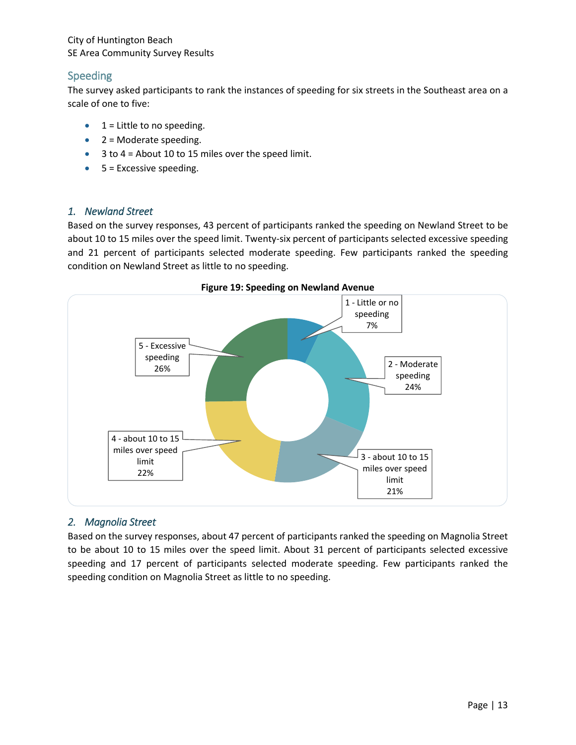## Speeding

The survey asked participants to rank the instances of speeding for six streets in the Southeast area on a scale of one to five:

- 1 = Little to no speeding.
- 2 = Moderate speeding.
- 3 to 4 = About 10 to 15 miles over the speed limit.
- 5 = Excessive speeding.

### *1. Newland Street*

Based on the survey responses, 43 percent of participants ranked the speeding on Newland Street to be about 10 to 15 miles over the speed limit. Twenty-six percent of participants selected excessive speeding and 21 percent of participants selected moderate speeding. Few participants ranked the speeding condition on Newland Street as little to no speeding.

**Figure 19: Speeding on Newland Avenue**

| Response | Percent |
|---|---|
| 1 - Little or no speeding | 7% |
| 2 - Moderate speeding | 24% |
| 3 - about 10 to 15 miles over speed limit | 21% |
| 4 - about 10 to 15 miles over speed limit | 22% |
| 5 - Excessive speeding | 26% |

### *2. Magnolia Street*

Based on the survey responses, about 47 percent of participants ranked the speeding on Magnolia Street to be about 10 to 15 miles over the speed limit. About 31 percent of participants selected excessive speeding and 17 percent of participants selected moderate speeding. Few participants ranked the speeding condition on Magnolia Street as little to no speeding.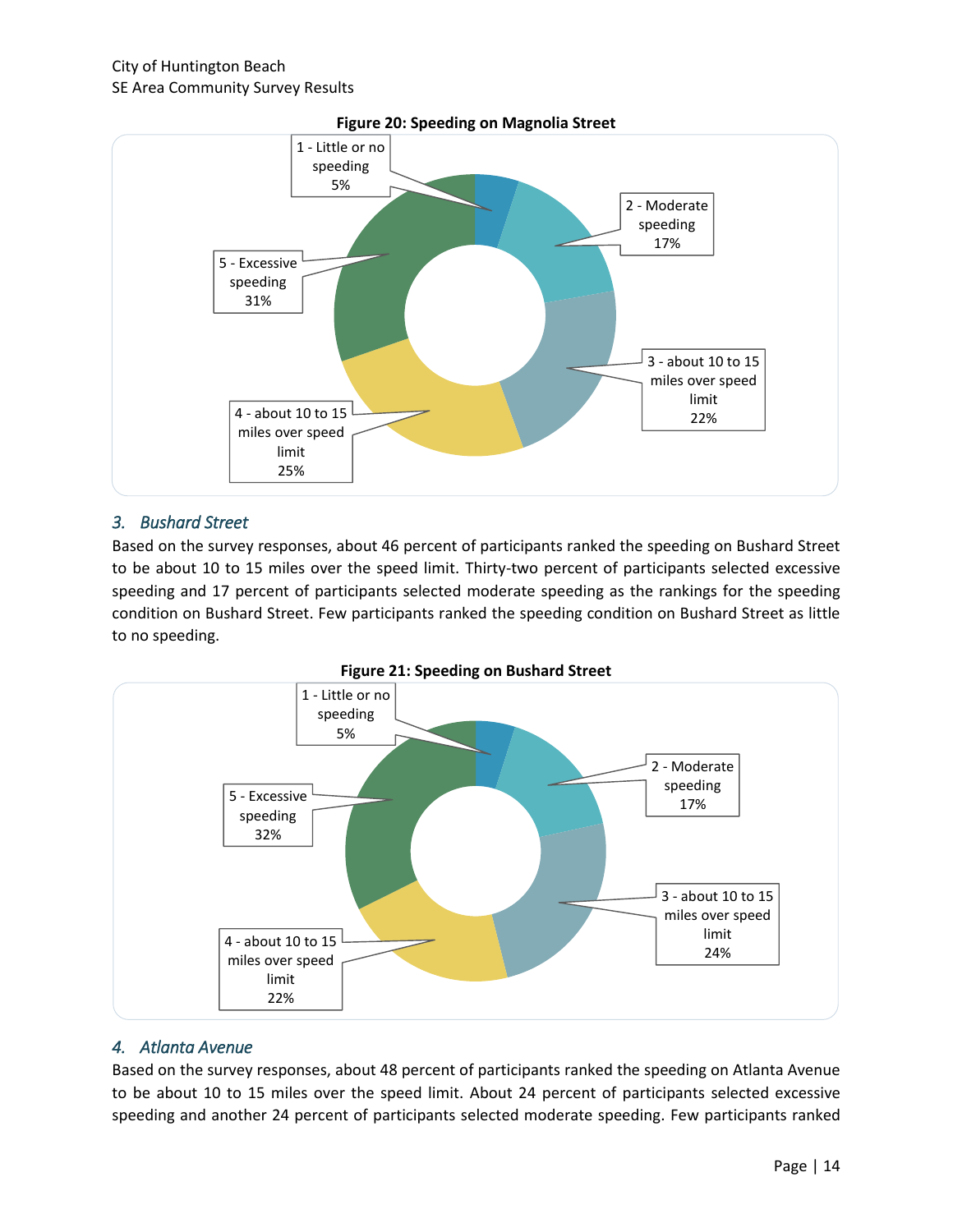**Figure 20: Speeding on Magnolia Street**

| Response | Percent |
|---|---|
| 1 - Little or no speeding | 5% |
| 2 - Moderate speeding | 17% |
| 3 - about 10 to 15 miles over speed limit | 22% |
| 4 - about 10 to 15 miles over speed limit | 25% |
| 5 - Excessive speeding | 31% |

### *3. Bushard Street*

Based on the survey responses, about 46 percent of participants ranked the speeding on Bushard Street to be about 10 to 15 miles over the speed limit. Thirty-two percent of participants selected excessive speeding and 17 percent of participants selected moderate speeding as the rankings for the speeding condition on Bushard Street. Few participants ranked the speeding condition on Bushard Street as little to no speeding.

**Figure 21: Speeding on Bushard Street**

| Response | Percent |
|---|---|
| 1 - Little or no speeding | 5% |
| 2 - Moderate speeding | 17% |
| 3 - about 10 to 15 miles over speed limit | 24% |
| 4 - about 10 to 15 miles over speed limit | 22% |
| 5 - Excessive speeding | 32% |

### *4. Atlanta Avenue*

Based on the survey responses, about 48 percent of participants ranked the speeding on Atlanta Avenue to be about 10 to 15 miles over the speed limit. About 24 percent of participants selected excessive speeding and another 24 percent of participants selected moderate speeding. Few participants ranked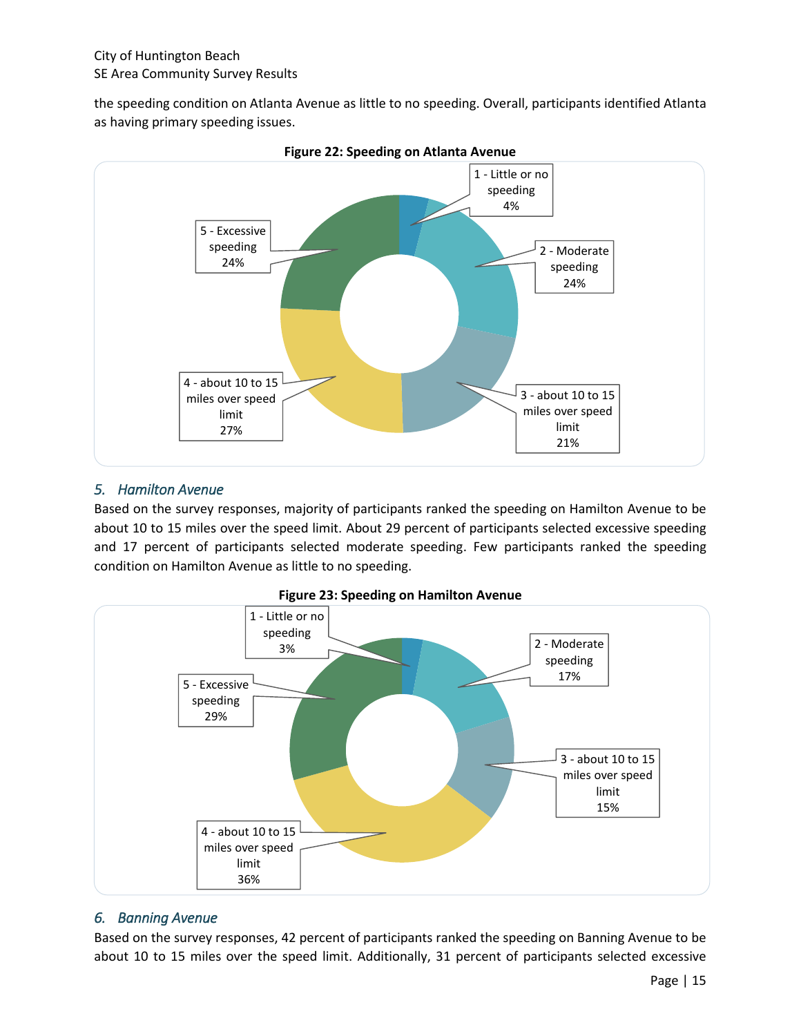the speeding condition on Atlanta Avenue as little to no speeding. Overall, participants identified Atlanta as having primary speeding issues.

**Figure 22: Speeding on Atlanta Avenue**

| Response | Percent |
|---|---|
| 1 - Little or no speeding | 4% |
| 2 - Moderate speeding | 24% |
| 3 - about 10 to 15 miles over speed limit | 21% |
| 4 - about 10 to 15 miles over speed limit | 27% |
| 5 - Excessive speeding | 24% |

### *5. Hamilton Avenue*

Based on the survey responses, majority of participants ranked the speeding on Hamilton Avenue to be about 10 to 15 miles over the speed limit. About 29 percent of participants selected excessive speeding and 17 percent of participants selected moderate speeding. Few participants ranked the speeding condition on Hamilton Avenue as little to no speeding.

**Figure 23: Speeding on Hamilton Avenue**

| Response | Percent |
|---|---|
| 1 - Little or no speeding | 3% |
| 2 - Moderate speeding | 17% |
| 3 - about 10 to 15 miles over speed limit | 15% |
| 4 - about 10 to 15 miles over speed limit | 36% |
| 5 - Excessive speeding | 29% |

### *6. Banning Avenue*

Based on the survey responses, 42 percent of participants ranked the speeding on Banning Avenue to be about 10 to 15 miles over the speed limit. Additionally, 31 percent of participants selected excessive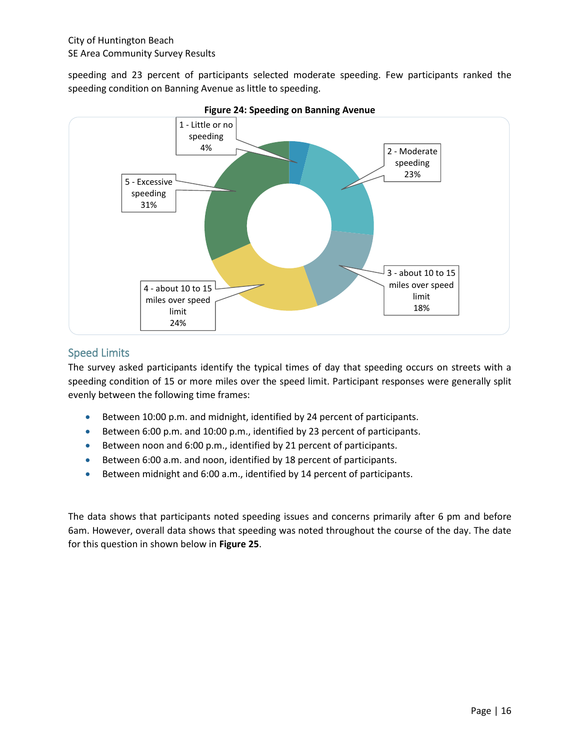speeding and 23 percent of participants selected moderate speeding. Few participants ranked the speeding condition on Banning Avenue as little to speeding.

**Figure 24: Speeding on Banning Avenue**

1 - Little or no speeding 4%

2 - Moderate speeding 23%

3 - about 10 to 15 miles over speed limit 18%

4 - about 10 to 15 miles over speed limit 24%

5 - Excessive speeding 31%

## Speed Limits

The survey asked participants identify the typical times of day that speeding occurs on streets with a speeding condition of 15 or more miles over the speed limit. Participant responses were generally split evenly between the following time frames:

- Between 10:00 p.m. and midnight, identified by 24 percent of participants.
- Between 6:00 p.m. and 10:00 p.m., identified by 23 percent of participants.
- Between noon and 6:00 p.m., identified by 21 percent of participants.
- Between 6:00 a.m. and noon, identified by 18 percent of participants.
- Between midnight and 6:00 a.m., identified by 14 percent of participants.

The data shows that participants noted speeding issues and concerns primarily after 6 pm and before 6am. However, overall data shows that speeding was noted throughout the course of the day. The date for this question in shown below in **Figure 25**.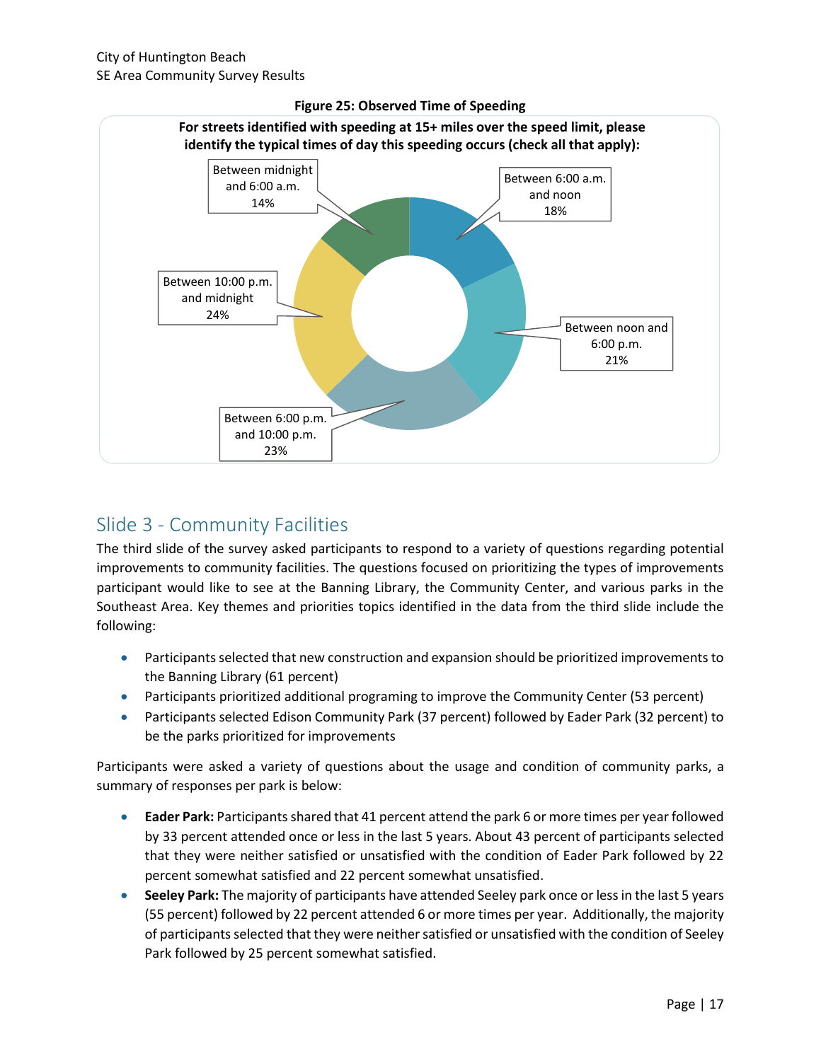**Figure 25: Observed Time of Speeding**

**For streets identified with speeding at 15+ miles over the speed limit, please identify the typical times of day this speeding occurs (check all that apply):**

| Time of Day | Percent |
|---|---|
| Between 6:00 a.m. and noon | 18% |
| Between noon and 6:00 p.m. | 21% |
| Between 6:00 p.m. and 10:00 p.m. | 23% |
| Between 10:00 p.m. and midnight | 24% |
| Between midnight and 6:00 a.m. | 14% |

## Slide 3 - Community Facilities

The third slide of the survey asked participants to respond to a variety of questions regarding potential improvements to community facilities. The questions focused on prioritizing the types of improvements participant would like to see at the Banning Library, the Community Center, and various parks in the Southeast Area. Key themes and priorities topics identified in the data from the third slide include the following:

- Participants selected that new construction and expansion should be prioritized improvements to the Banning Library (61 percent)
- Participants prioritized additional programing to improve the Community Center (53 percent)
- Participants selected Edison Community Park (37 percent) followed by Eader Park (32 percent) to be the parks prioritized for improvements

Participants were asked a variety of questions about the usage and condition of community parks, a summary of responses per park is below:

- **Eader Park:** Participants shared that 41 percent attend the park 6 or more times per year followed by 33 percent attended once or less in the last 5 years. About 43 percent of participants selected that they were neither satisfied or unsatisfied with the condition of Eader Park followed by 22 percent somewhat satisfied and 22 percent somewhat unsatisfied.
- **Seeley Park:** The majority of participants have attended Seeley park once or less in the last 5 years (55 percent) followed by 22 percent attended 6 or more times per year. Additionally, the majority of participants selected that they were neither satisfied or unsatisfied with the condition of Seeley Park followed by 25 percent somewhat satisfied.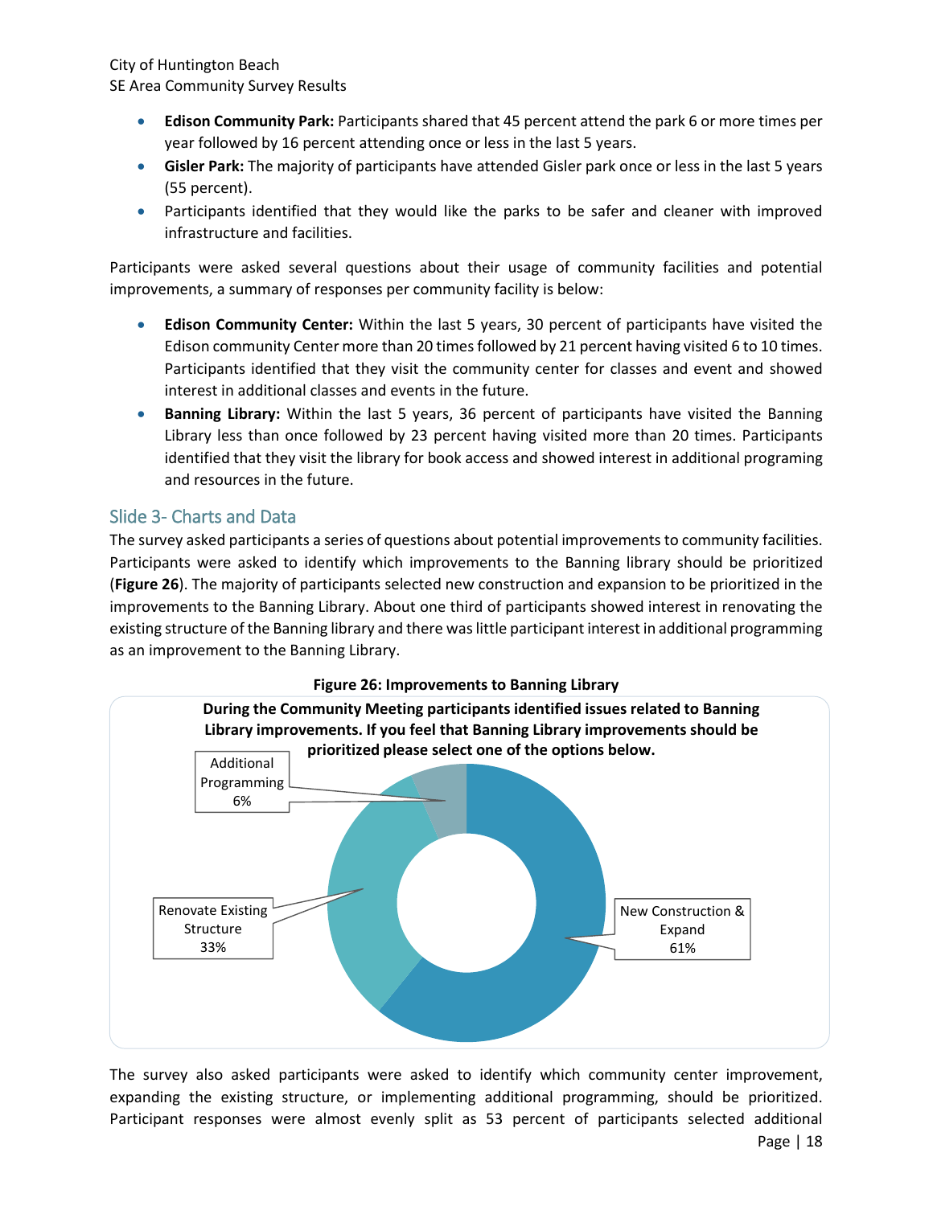- **Edison Community Park:** Participants shared that 45 percent attend the park 6 or more times per year followed by 16 percent attending once or less in the last 5 years.
- **Gisler Park:** The majority of participants have attended Gisler park once or less in the last 5 years (55 percent).
- Participants identified that they would like the parks to be safer and cleaner with improved infrastructure and facilities.

Participants were asked several questions about their usage of community facilities and potential improvements, a summary of responses per community facility is below:

- **Edison Community Center:** Within the last 5 years, 30 percent of participants have visited the Edison community Center more than 20 times followed by 21 percent having visited 6 to 10 times. Participants identified that they visit the community center for classes and event and showed interest in additional classes and events in the future.
- **Banning Library:** Within the last 5 years, 36 percent of participants have visited the Banning Library less than once followed by 23 percent having visited more than 20 times. Participants identified that they visit the library for book access and showed interest in additional programing and resources in the future.

## Slide 3- Charts and Data

The survey asked participants a series of questions about potential improvements to community facilities. Participants were asked to identify which improvements to the Banning library should be prioritized (**Figure 26**). The majority of participants selected new construction and expansion to be prioritized in the improvements to the Banning Library. About one third of participants showed interest in renovating the existing structure of the Banning library and there was little participant interest in additional programming as an improvement to the Banning Library.

**Figure 26: Improvements to Banning Library**

**During the Community Meeting participants identified issues related to Banning Library improvements. If you feel that Banning Library improvements should be prioritized please select one of the options below.**

| Option | Percent |
|---|---|
| New Construction & Expand | 61% |
| Renovate Existing Structure | 33% |
| Additional Programming | 6% |

The survey also asked participants were asked to identify which community center improvement, expanding the existing structure, or implementing additional programming, should be prioritized. Participant responses were almost evenly split as 53 percent of participants selected additional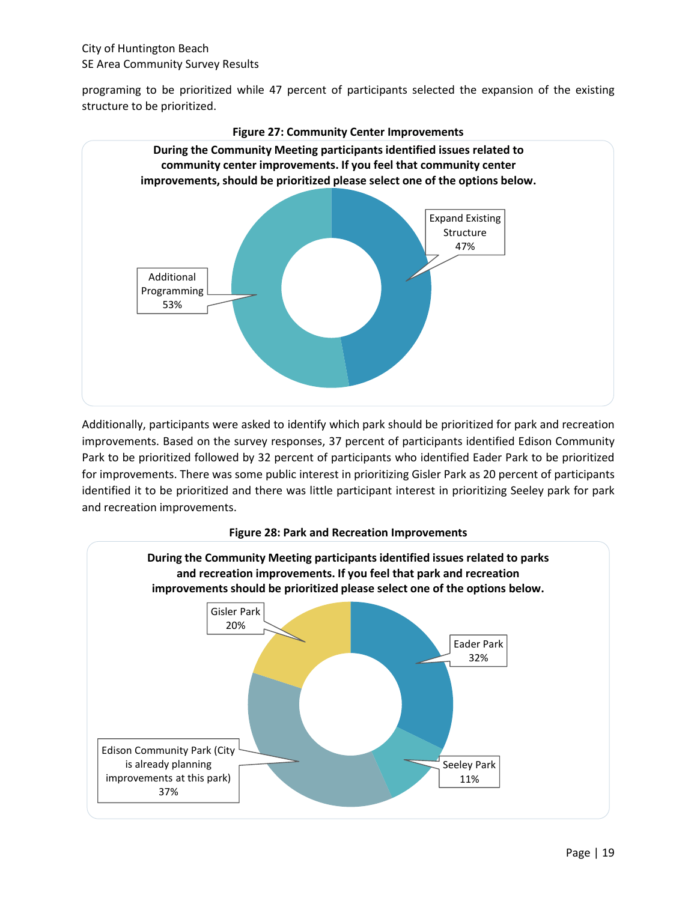programing to be prioritized while 47 percent of participants selected the expansion of the existing structure to be prioritized.

**Figure 27: Community Center Improvements**

**During the Community Meeting participants identified issues related to community center improvements. If you feel that community center improvements, should be prioritized please select one of the options below.**

| Option | Percent |
|---|---|
| Expand Existing Structure | 47% |
| Additional Programming | 53% |

Additionally, participants were asked to identify which park should be prioritized for park and recreation improvements. Based on the survey responses, 37 percent of participants identified Edison Community Park to be prioritized followed by 32 percent of participants who identified Eader Park to be prioritized for improvements. There was some public interest in prioritizing Gisler Park as 20 percent of participants identified it to be prioritized and there was little participant interest in prioritizing Seeley park for park and recreation improvements.

**Figure 28: Park and Recreation Improvements**

**During the Community Meeting participants identified issues related to parks and recreation improvements. If you feel that park and recreation improvements should be prioritized please select one of the options below.**

| Option | Percent |
|---|---|
| Eader Park | 32% |
| Seeley Park | 11% |
| Edison Community Park (City is already planning improvements at this park) | 37% |
| Gisler Park | 20% |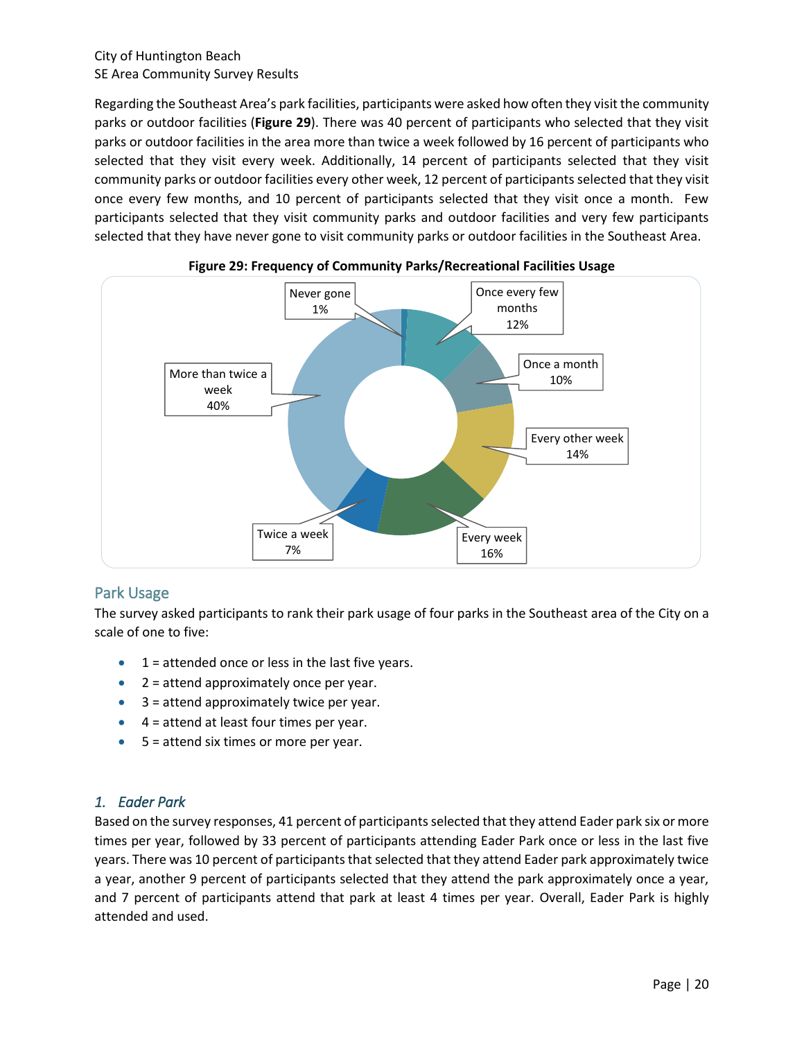Regarding the Southeast Area's park facilities, participants were asked how often they visit the community parks or outdoor facilities (**Figure 29**). There was 40 percent of participants who selected that they visit parks or outdoor facilities in the area more than twice a week followed by 16 percent of participants who selected that they visit every week. Additionally, 14 percent of participants selected that they visit community parks or outdoor facilities every other week, 12 percent of participants selected that they visit once every few months, and 10 percent of participants selected that they visit once a month. Few participants selected that they visit community parks and outdoor facilities and very few participants selected that they have never gone to visit community parks or outdoor facilities in the Southeast Area.

**Figure 29: Frequency of Community Parks/Recreational Facilities Usage**

| Frequency | Percent |
|---|---|
| Never gone | 1% |
| Once every few months | 12% |
| Once a month | 10% |
| Every other week | 14% |
| Every week | 16% |
| Twice a week | 7% |
| More than twice a week | 40% |

## Park Usage

The survey asked participants to rank their park usage of four parks in the Southeast area of the City on a scale of one to five:

- 1 = attended once or less in the last five years.
- 2 = attend approximately once per year.
- 3 = attend approximately twice per year.
- 4 = attend at least four times per year.
- 5 = attend six times or more per year.

### *1. Eader Park*

Based on the survey responses, 41 percent of participants selected that they attend Eader park six or more times per year, followed by 33 percent of participants attending Eader Park once or less in the last five years. There was 10 percent of participants that selected that they attend Eader park approximately twice a year, another 9 percent of participants selected that they attend the park approximately once a year, and 7 percent of participants attend that park at least 4 times per year. Overall, Eader Park is highly attended and used.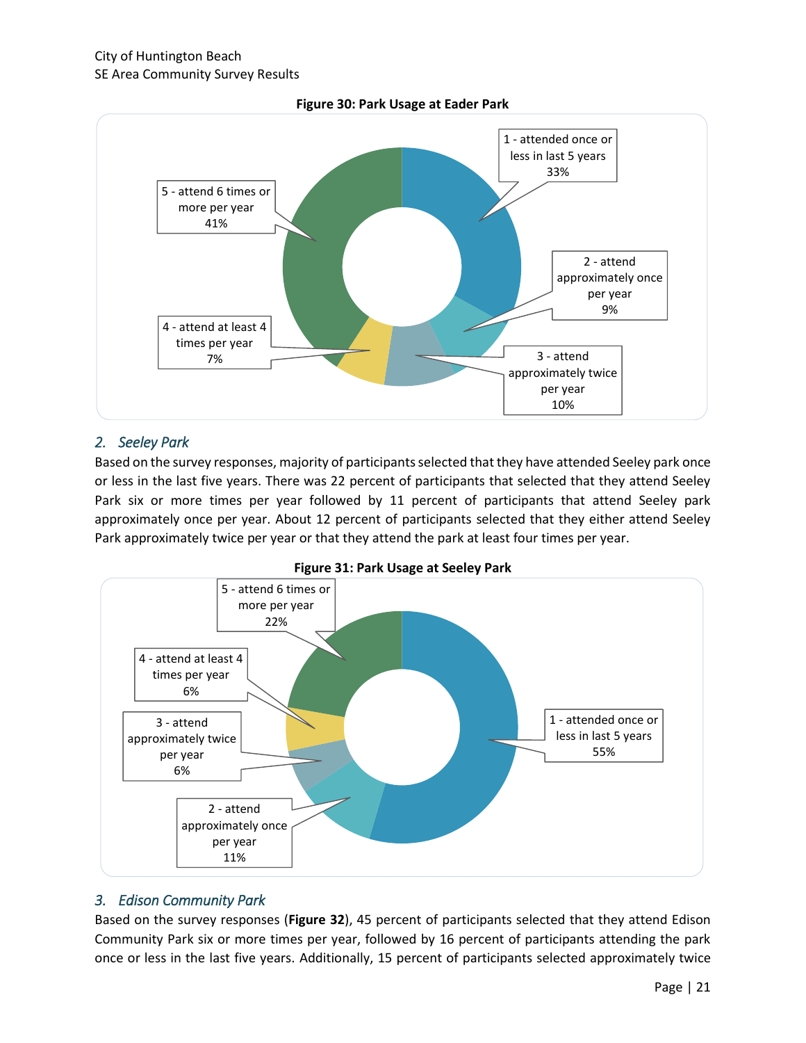**Figure 30: Park Usage at Eader Park**

| Response | Percent |
|---|---|
| 1 - attended once or less in last 5 years | 33% |
| 2 - attend approximately once per year | 9% |
| 3 - attend approximately twice per year | 10% |
| 4 - attend at least 4 times per year | 7% |
| 5 - attend 6 times or more per year | 41% |

## *2. Seeley Park*

Based on the survey responses, majority of participants selected that they have attended Seeley park once or less in the last five years. There was 22 percent of participants that selected that they attend Seeley Park six or more times per year followed by 11 percent of participants that attend Seeley park approximately once per year. About 12 percent of participants selected that they either attend Seeley Park approximately twice per year or that they attend the park at least four times per year.

**Figure 31: Park Usage at Seeley Park**

| Response | Percent |
|---|---|
| 1 - attended once or less in last 5 years | 55% |
| 2 - attend approximately once per year | 11% |
| 3 - attend approximately twice per year | 6% |
| 4 - attend at least 4 times per year | 6% |
| 5 - attend 6 times or more per year | 22% |

## *3. Edison Community Park*

Based on the survey responses (**Figure 32**), 45 percent of participants selected that they attend Edison Community Park six or more times per year, followed by 16 percent of participants attending the park once or less in the last five years. Additionally, 15 percent of participants selected approximately twice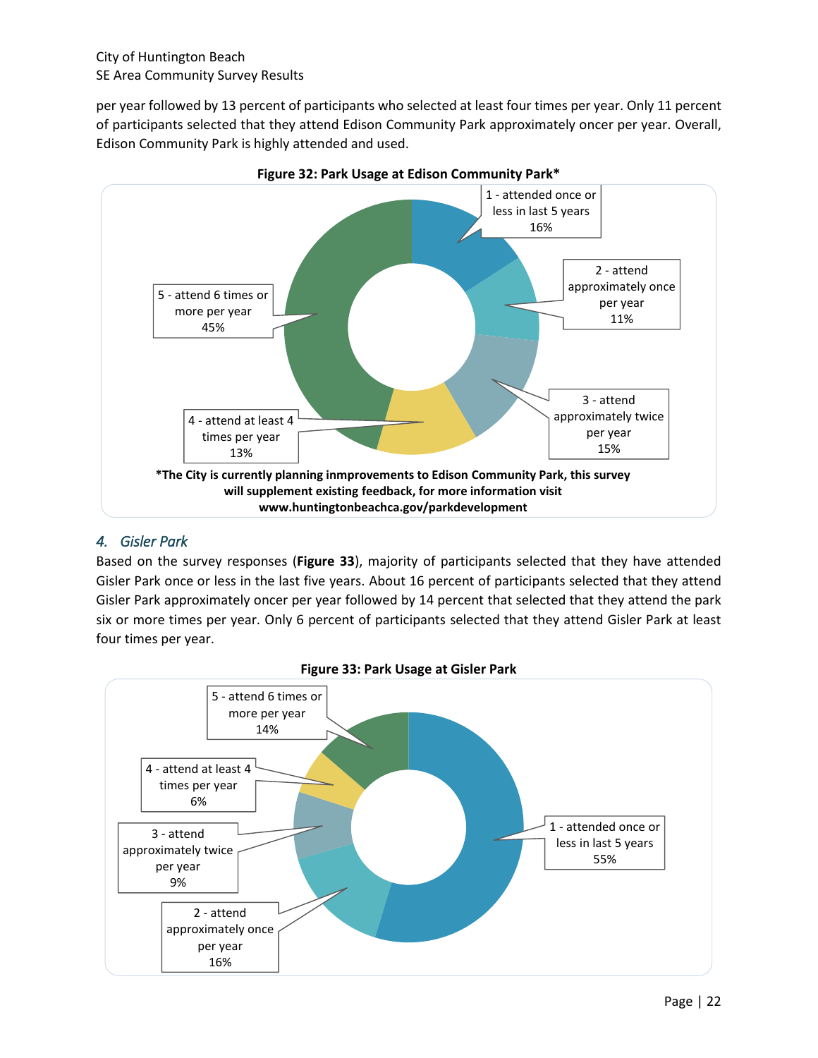per year followed by 13 percent of participants who selected at least four times per year. Only 11 percent of participants selected that they attend Edison Community Park approximately oncer per year. Overall, Edison Community Park is highly attended and used.

**Figure 32: Park Usage at Edison Community Park***

1 - attended once or less in last 5 years 16%

2 - attend approximately once per year 11%

3 - attend approximately twice per year 15%

4 - attend at least 4 times per year 13%

5 - attend 6 times or more per year 45%

***The City is currently planning inmprovements to Edison Community Park, this survey will supplement existing feedback, for more information visit www.huntingtonbeachca.gov/parkdevelopment**

### *4. Gisler Park*

Based on the survey responses (**Figure 33**), majority of participants selected that they have attended Gisler Park once or less in the last five years. About 16 percent of participants selected that they attend Gisler Park approximately oncer per year followed by 14 percent that selected that they attend the park six or more times per year. Only 6 percent of participants selected that they attend Gisler Park at least four times per year.

**Figure 33: Park Usage at Gisler Park**

5 - attend 6 times or more per year 14%

4 - attend at least 4 times per year 6%

3 - attend approximately twice per year 9%

2 - attend approximately once per year 16%

1 - attended once or less in last 5 years 55%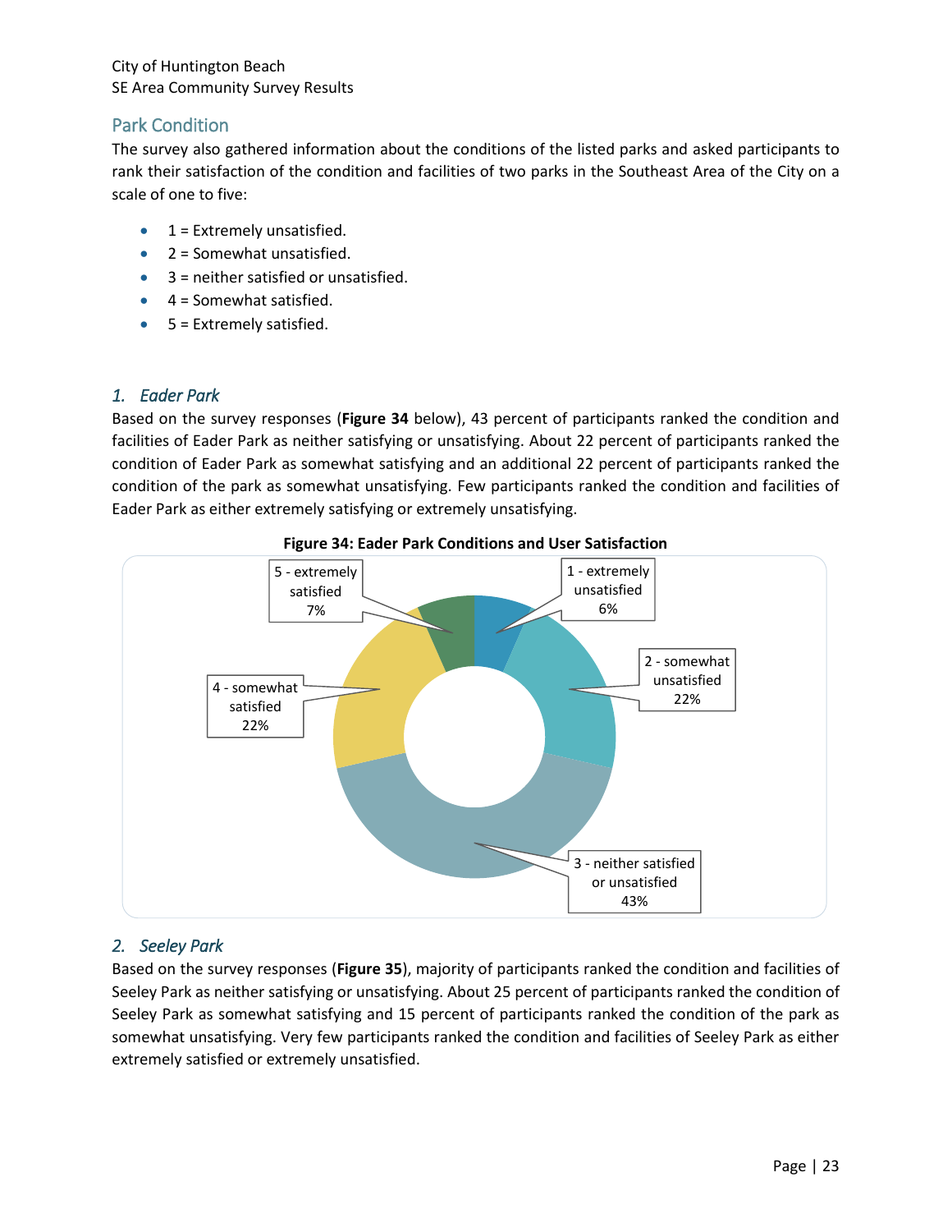## Park Condition

The survey also gathered information about the conditions of the listed parks and asked participants to rank their satisfaction of the condition and facilities of two parks in the Southeast Area of the City on a scale of one to five:

- 1 = Extremely unsatisfied.
- 2 = Somewhat unsatisfied.
- 3 = neither satisfied or unsatisfied.
- 4 = Somewhat satisfied.
- 5 = Extremely satisfied.

### *1. Eader Park*

Based on the survey responses (**Figure 34** below), 43 percent of participants ranked the condition and facilities of Eader Park as neither satisfying or unsatisfying. About 22 percent of participants ranked the condition of Eader Park as somewhat satisfying and an additional 22 percent of participants ranked the condition of the park as somewhat unsatisfying. Few participants ranked the condition and facilities of Eader Park as either extremely satisfying or extremely unsatisfying.

**Figure 34: Eader Park Conditions and User Satisfaction**

| Rating | Percent |
|---|---|
| 1 - extremely unsatisfied | 6% |
| 2 - somewhat unsatisfied | 22% |
| 3 - neither satisfied or unsatisfied | 43% |
| 4 - somewhat satisfied | 22% |
| 5 - extremely satisfied | 7% |

### *2. Seeley Park*

Based on the survey responses (**Figure 35**), majority of participants ranked the condition and facilities of Seeley Park as neither satisfying or unsatisfying. About 25 percent of participants ranked the condition of Seeley Park as somewhat satisfying and 15 percent of participants ranked the condition of the park as somewhat unsatisfying. Very few participants ranked the condition and facilities of Seeley Park as either extremely satisfied or extremely unsatisfied.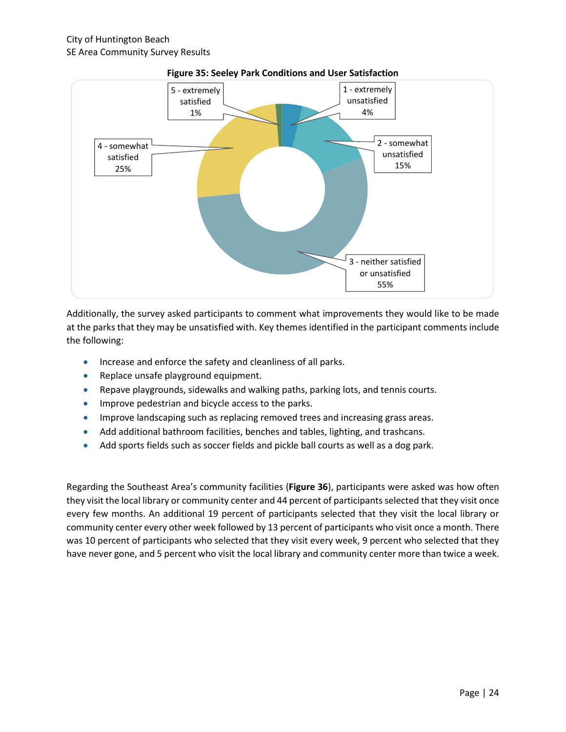**Figure 35: Seeley Park Conditions and User Satisfaction**

| Response | Percent |
| --- | --- |
| 1 - extremely unsatisfied | 4% |
| 2 - somewhat unsatisfied | 15% |
| 3 - neither satisfied or unsatisfied | 55% |
| 4 - somewhat satisfied | 25% |
| 5 - extremely satisfied | 1% |

Additionally, the survey asked participants to comment what improvements they would like to be made at the parks that they may be unsatisfied with. Key themes identified in the participant comments include the following:

- Increase and enforce the safety and cleanliness of all parks.
- Replace unsafe playground equipment.
- Repave playgrounds, sidewalks and walking paths, parking lots, and tennis courts.
- Improve pedestrian and bicycle access to the parks.
- Improve landscaping such as replacing removed trees and increasing grass areas.
- Add additional bathroom facilities, benches and tables, lighting, and trashcans.
- Add sports fields such as soccer fields and pickle ball courts as well as a dog park.

Regarding the Southeast Area's community facilities (**Figure 36**), participants were asked was how often they visit the local library or community center and 44 percent of participants selected that they visit once every few months. An additional 19 percent of participants selected that they visit the local library or community center every other week followed by 13 percent of participants who visit once a month. There was 10 percent of participants who selected that they visit every week, 9 percent who selected that they have never gone, and 5 percent who visit the local library and community center more than twice a week.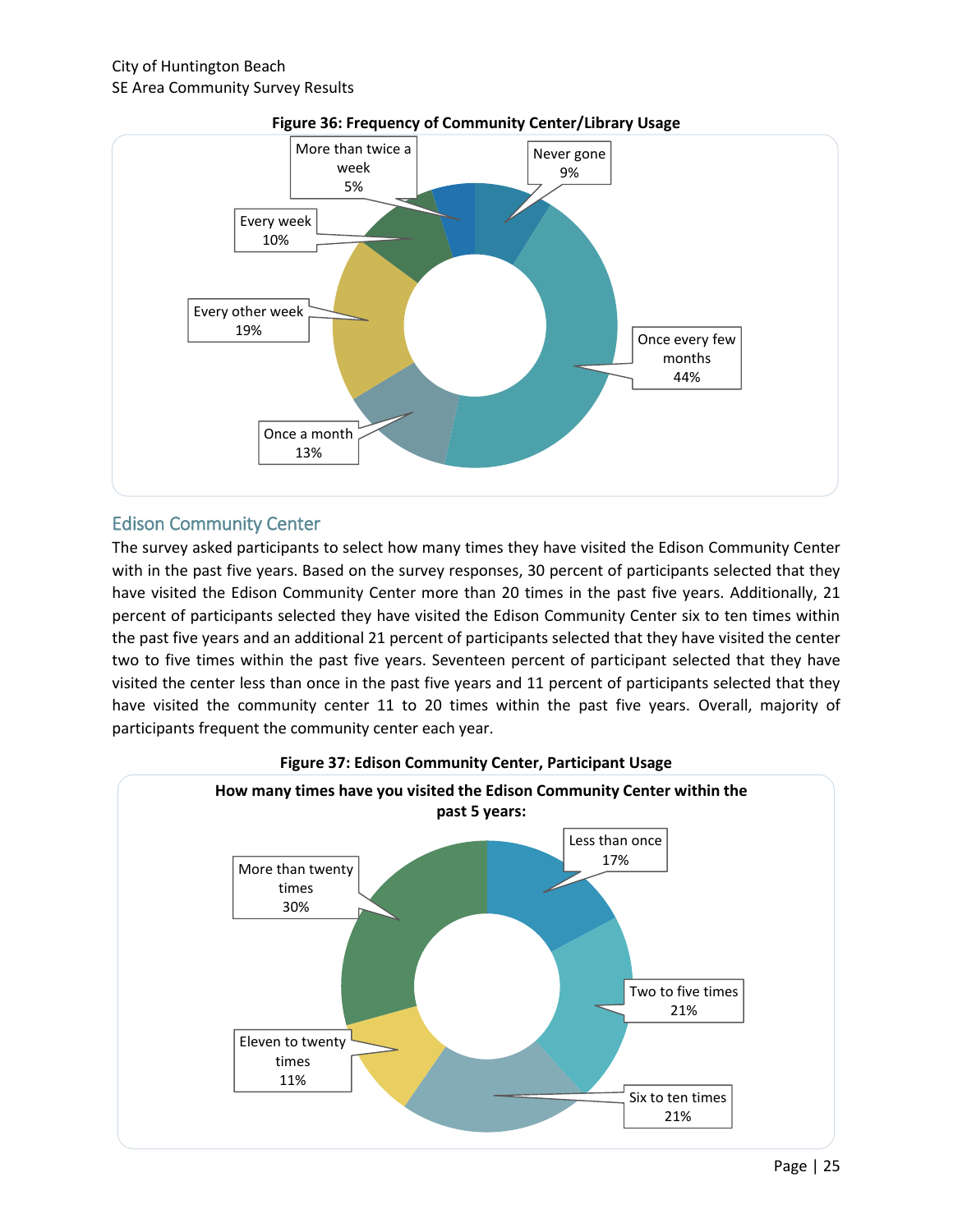**Figure 36: Frequency of Community Center/Library Usage**

| Response | Percent |
| --- | --- |
| Never gone | 9% |
| Once every few months | 44% |
| Once a month | 13% |
| Every other week | 19% |
| Every week | 10% |
| More than twice a week | 5% |

## Edison Community Center

The survey asked participants to select how many times they have visited the Edison Community Center with in the past five years. Based on the survey responses, 30 percent of participants selected that they have visited the Edison Community Center more than 20 times in the past five years. Additionally, 21 percent of participants selected they have visited the Edison Community Center six to ten times within the past five years and an additional 21 percent of participants selected that they have visited the center two to five times within the past five years. Seventeen percent of participant selected that they have visited the center less than once in the past five years and 11 percent of participants selected that they have visited the community center 11 to 20 times within the past five years. Overall, majority of participants frequent the community center each year.

**Figure 37: Edison Community Center, Participant Usage**

**How many times have you visited the Edison Community Center within the past 5 years:**

| Response | Percent |
| --- | --- |
| Less than once | 17% |
| Two to five times | 21% |
| Six to ten times | 21% |
| Eleven to twenty times | 11% |
| More than twenty times | 30% |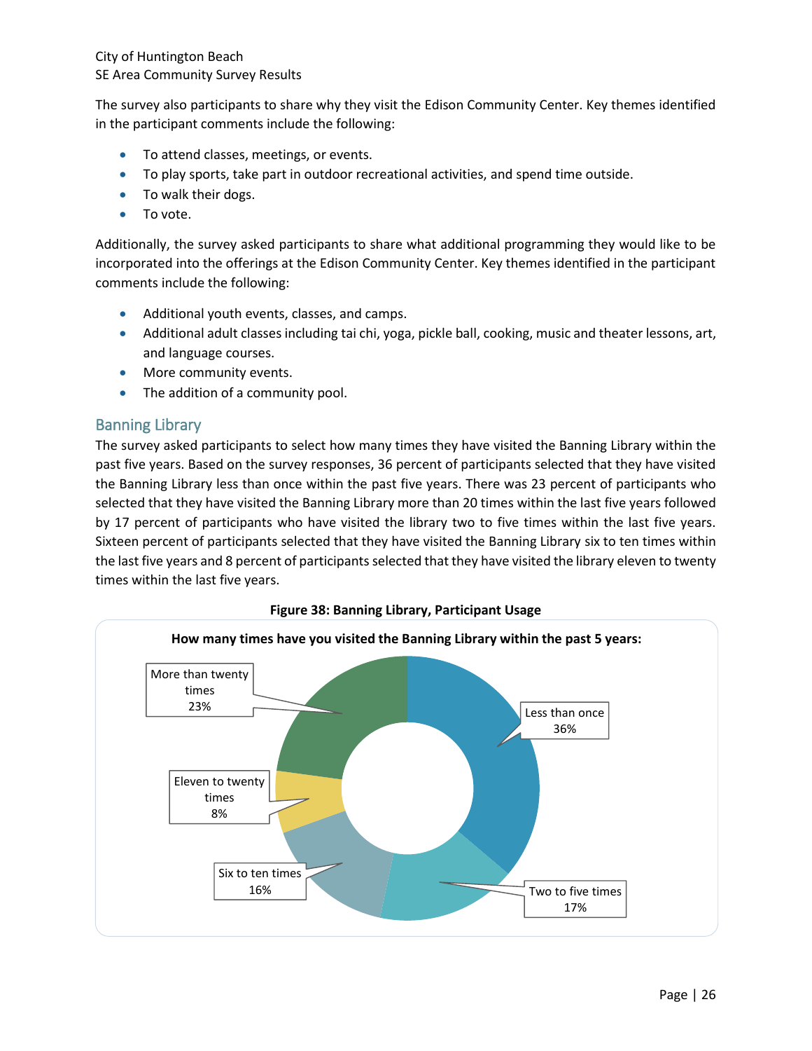The survey also participants to share why they visit the Edison Community Center. Key themes identified in the participant comments include the following:

- To attend classes, meetings, or events.
- To play sports, take part in outdoor recreational activities, and spend time outside.
- To walk their dogs.
- To vote.

Additionally, the survey asked participants to share what additional programming they would like to be incorporated into the offerings at the Edison Community Center. Key themes identified in the participant comments include the following:

- Additional youth events, classes, and camps.
- Additional adult classes including tai chi, yoga, pickle ball, cooking, music and theater lessons, art, and language courses.
- More community events.
- The addition of a community pool.

## Banning Library

The survey asked participants to select how many times they have visited the Banning Library within the past five years. Based on the survey responses, 36 percent of participants selected that they have visited the Banning Library less than once within the past five years. There was 23 percent of participants who selected that they have visited the Banning Library more than 20 times within the last five years followed by 17 percent of participants who have visited the library two to five times within the last five years. Sixteen percent of participants selected that they have visited the Banning Library six to ten times within the last five years and 8 percent of participants selected that they have visited the library eleven to twenty times within the last five years.

**Figure 38: Banning Library, Participant Usage**

**How many times have you visited the Banning Library within the past 5 years:**

| Response | Percent |
|---|---|
| Less than once | 36% |
| Two to five times | 17% |
| Six to ten times | 16% |
| Eleven to twenty times | 8% |
| More than twenty times | 23% |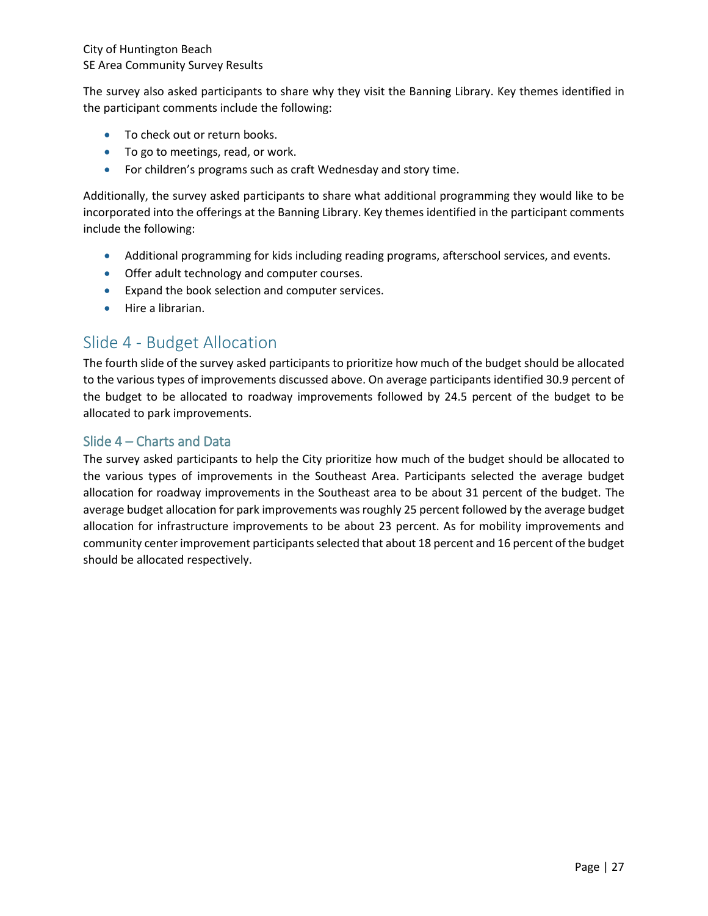The survey also asked participants to share why they visit the Banning Library. Key themes identified in the participant comments include the following:

- To check out or return books.
- To go to meetings, read, or work.
- For children's programs such as craft Wednesday and story time.

Additionally, the survey asked participants to share what additional programming they would like to be incorporated into the offerings at the Banning Library. Key themes identified in the participant comments include the following:

- Additional programming for kids including reading programs, afterschool services, and events.
- Offer adult technology and computer courses.
- Expand the book selection and computer services.
- Hire a librarian.

## Slide 4 - Budget Allocation

The fourth slide of the survey asked participants to prioritize how much of the budget should be allocated to the various types of improvements discussed above. On average participants identified 30.9 percent of the budget to be allocated to roadway improvements followed by 24.5 percent of the budget to be allocated to park improvements.

### Slide 4 – Charts and Data

The survey asked participants to help the City prioritize how much of the budget should be allocated to the various types of improvements in the Southeast Area. Participants selected the average budget allocation for roadway improvements in the Southeast area to be about 31 percent of the budget. The average budget allocation for park improvements was roughly 25 percent followed by the average budget allocation for infrastructure improvements to be about 23 percent. As for mobility improvements and community center improvement participants selected that about 18 percent and 16 percent of the budget should be allocated respectively.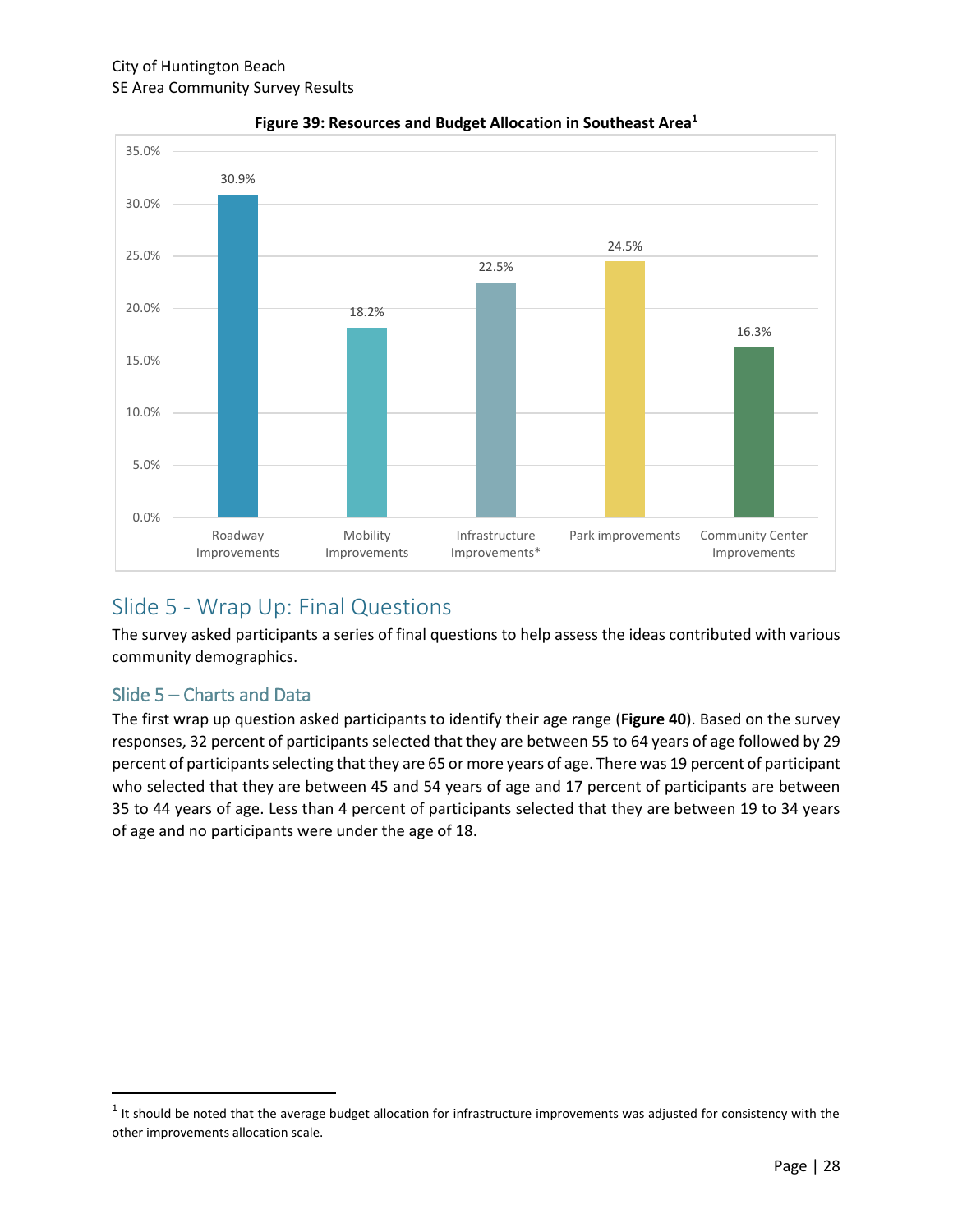**Figure 39: Resources and Budget Allocation in Southeast Area[1]**

| Category | Percentage |
|---|---|
| Roadway Improvements | 30.9% |
| Mobility Improvements | 18.2% |
| Infrastructure Improvements* | 22.5% |
| Park improvements | 24.5% |
| Community Center Improvements | 16.3% |

## Slide 5 - Wrap Up: Final Questions

The survey asked participants a series of final questions to help assess the ideas contributed with various community demographics.

### Slide 5 – Charts and Data

The first wrap up question asked participants to identify their age range (**Figure 40**). Based on the survey responses, 32 percent of participants selected that they are between 55 to 64 years of age followed by 29 percent of participants selecting that they are 65 or more years of age. There was 19 percent of participant who selected that they are between 45 and 54 years of age and 17 percent of participants are between 35 to 44 years of age. Less than 4 percent of participants selected that they are between 19 to 34 years of age and no participants were under the age of 18.

[1] It should be noted that the average budget allocation for infrastructure improvements was adjusted for consistency with the other improvements allocation scale.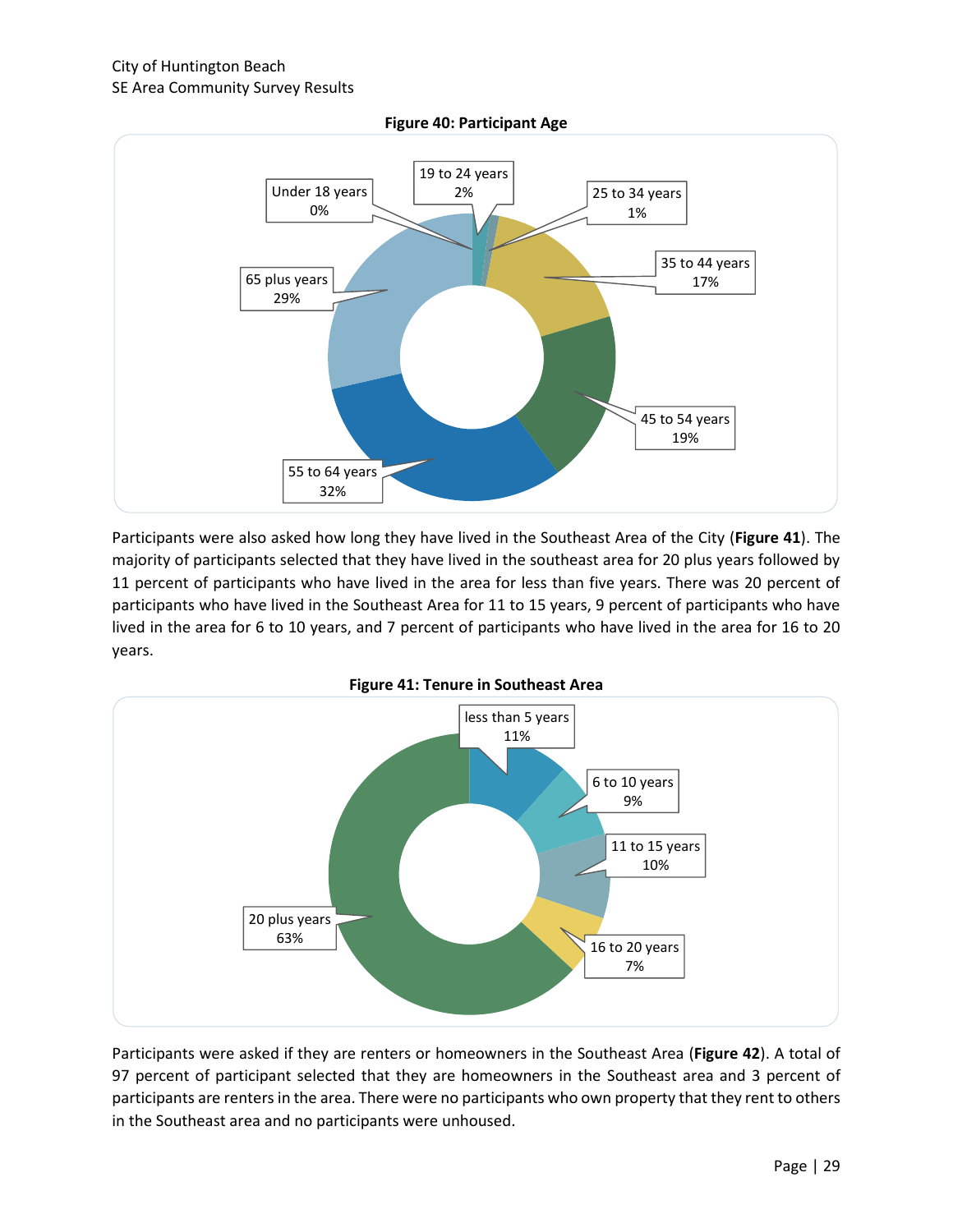**Figure 40: Participant Age**

| Age | Percent |
|---|---|
| Under 18 years | 0% |
| 19 to 24 years | 2% |
| 25 to 34 years | 1% |
| 35 to 44 years | 17% |
| 45 to 54 years | 19% |
| 55 to 64 years | 32% |
| 65 plus years | 29% |

Participants were also asked how long they have lived in the Southeast Area of the City (**Figure 41**). The majority of participants selected that they have lived in the southeast area for 20 plus years followed by 11 percent of participants who have lived in the area for less than five years. There was 20 percent of participants who have lived in the Southeast Area for 11 to 15 years, 9 percent of participants who have lived in the area for 6 to 10 years, and 7 percent of participants who have lived in the area for 16 to 20 years.

**Figure 41: Tenure in Southeast Area**

| Tenure | Percent |
|---|---|
| less than 5 years | 11% |
| 6 to 10 years | 9% |
| 11 to 15 years | 10% |
| 16 to 20 years | 7% |
| 20 plus years | 63% |

Participants were asked if they are renters or homeowners in the Southeast Area (**Figure 42**). A total of 97 percent of participant selected that they are homeowners in the Southeast area and 3 percent of participants are renters in the area. There were no participants who own property that they rent to others in the Southeast area and no participants were unhoused.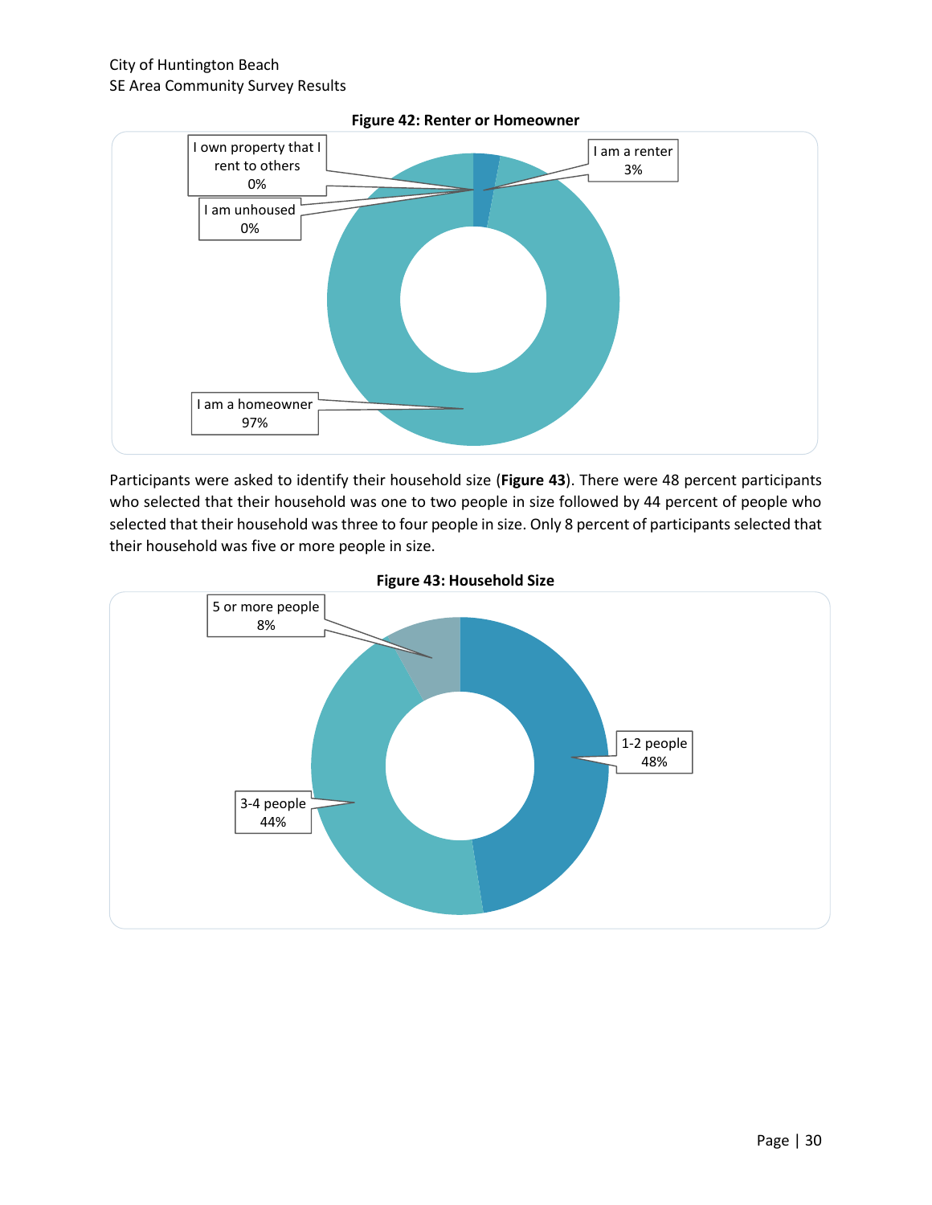**Figure 42: Renter or Homeowner**

I own property that I rent to others
0%

I am a renter
3%

I am unhoused
0%

I am a homeowner
97%

Participants were asked to identify their household size (**Figure 43**). There were 48 percent participants who selected that their household was one to two people in size followed by 44 percent of people who selected that their household was three to four people in size. Only 8 percent of participants selected that their household was five or more people in size.

**Figure 43: Household Size**

5 or more people
8%

1-2 people
48%

3-4 people
44%